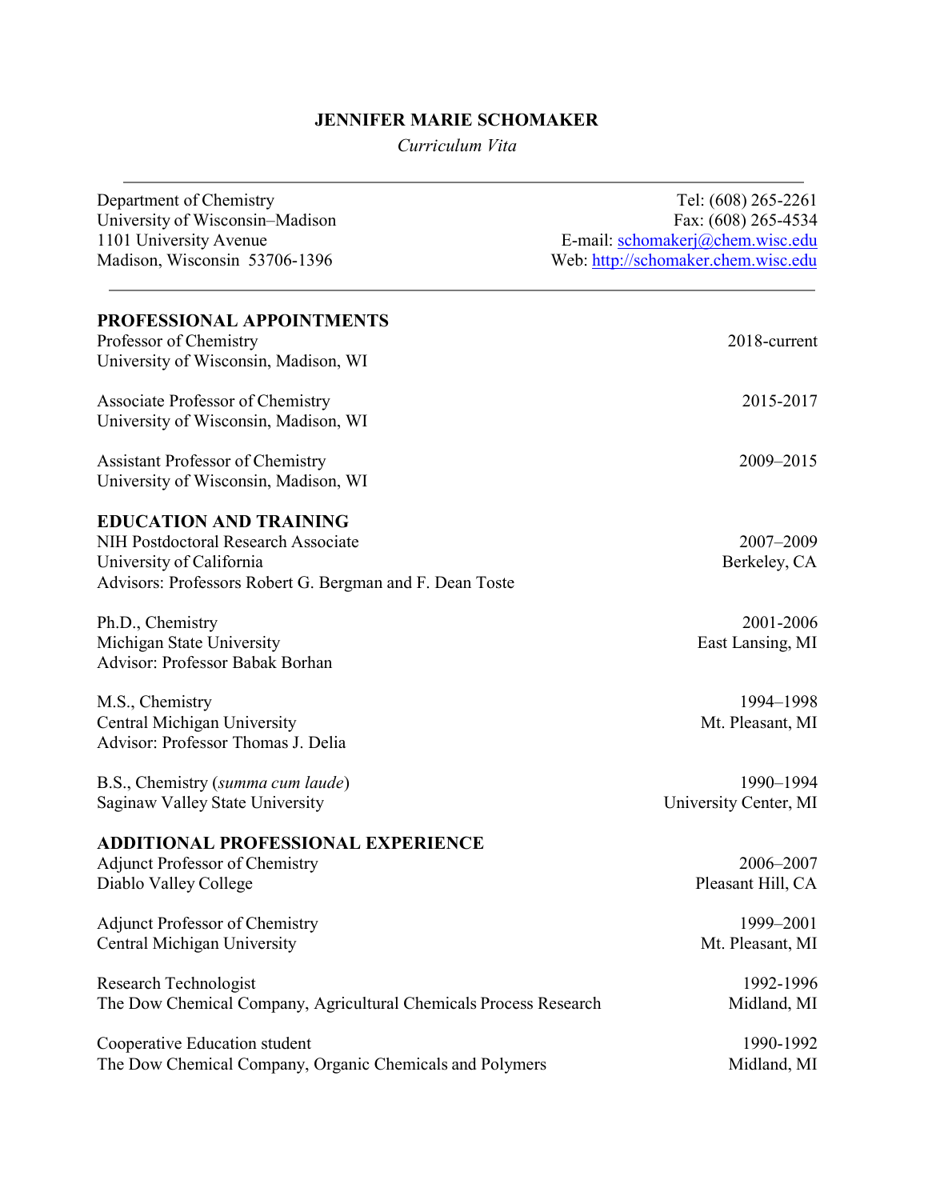# JENNIFER MARIE SCHOMAKER

*Curriculum Vita*

---

Department of Chemistry
University of Wisconsin–Madison
1101 University Avenue
Madison, Wisconsin 53706-1396

Tel: (608) 265-2261
Fax: (608) 265-4534
E-mail: schomakerj@chem.wisc.edu
Web: http://schomaker.chem.wisc.edu

---

## PROFESSIONAL APPOINTMENTS

Professor of Chemistry — 2018-current
University of Wisconsin, Madison, WI

Associate Professor of Chemistry — 2015-2017
University of Wisconsin, Madison, WI

Assistant Professor of Chemistry — 2009–2015
University of Wisconsin, Madison, WI

## EDUCATION AND TRAINING

NIH Postdoctoral Research Associate — 2007–2009
University of California — Berkeley, CA
Advisors: Professors Robert G. Bergman and F. Dean Toste

Ph.D., Chemistry — 2001-2006
Michigan State University — East Lansing, MI
Advisor: Professor Babak Borhan

M.S., Chemistry — 1994–1998
Central Michigan University — Mt. Pleasant, MI
Advisor: Professor Thomas J. Delia

B.S., Chemistry (*summa cum laude*) — 1990–1994
Saginaw Valley State University — University Center, MI

## ADDITIONAL PROFESSIONAL EXPERIENCE

Adjunct Professor of Chemistry — 2006–2007
Diablo Valley College — Pleasant Hill, CA

Adjunct Professor of Chemistry — 1999–2001
Central Michigan University — Mt. Pleasant, MI

Research Technologist — 1992-1996
The Dow Chemical Company, Agricultural Chemicals Process Research — Midland, MI

Cooperative Education student — 1990-1992
The Dow Chemical Company, Organic Chemicals and Polymers — Midland, MI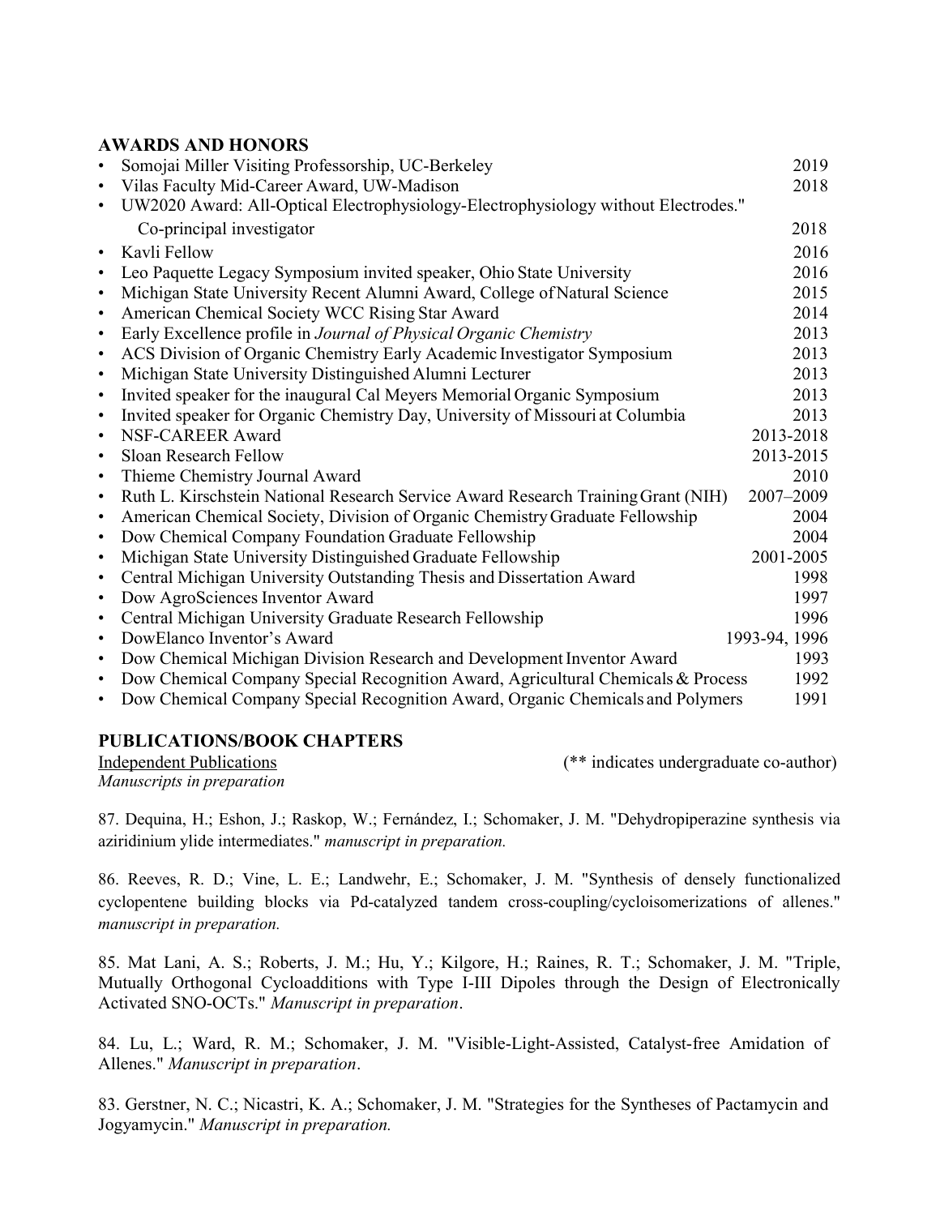## AWARDS AND HONORS

- Somojai Miller Visiting Professorship, UC-Berkeley 2019
- Vilas Faculty Mid-Career Award, UW-Madison 2018
- UW2020 Award: All-Optical Electrophysiology-Electrophysiology without Electrodes."
  Co-principal investigator 2018
- Kavli Fellow 2016
- Leo Paquette Legacy Symposium invited speaker, Ohio State University 2016
- Michigan State University Recent Alumni Award, College of Natural Science 2015
- American Chemical Society WCC Rising Star Award 2014
- Early Excellence profile in *Journal of Physical Organic Chemistry* 2013
- ACS Division of Organic Chemistry Early Academic Investigator Symposium 2013
- Michigan State University Distinguished Alumni Lecturer 2013
- Invited speaker for the inaugural Cal Meyers Memorial Organic Symposium 2013
- Invited speaker for Organic Chemistry Day, University of Missouri at Columbia 2013
- NSF-CAREER Award 2013-2018
- Sloan Research Fellow 2013-2015
- Thieme Chemistry Journal Award 2010
- Ruth L. Kirschstein National Research Service Award Research Training Grant (NIH) 2007–2009
- American Chemical Society, Division of Organic Chemistry Graduate Fellowship 2004
- Dow Chemical Company Foundation Graduate Fellowship 2004
- Michigan State University Distinguished Graduate Fellowship 2001-2005
- Central Michigan University Outstanding Thesis and Dissertation Award 1998
- Dow AgroSciences Inventor Award 1997
- Central Michigan University Graduate Research Fellowship 1996
- DowElanco Inventor's Award 1993-94, 1996
- Dow Chemical Michigan Division Research and Development Inventor Award 1993
- Dow Chemical Company Special Recognition Award, Agricultural Chemicals & Process 1992
- Dow Chemical Company Special Recognition Award, Organic Chemicals and Polymers 1991

## PUBLICATIONS/BOOK CHAPTERS

<u>Independent Publications</u> (** indicates undergraduate co-author)

*Manuscripts in preparation*

87. Dequina, H.; Eshon, J.; Raskop, W.; Fernández, I.; Schomaker, J. M. "Dehydropiperazine synthesis via aziridinium ylide intermediates." *manuscript in preparation.*

86. Reeves, R. D.; Vine, L. E.; Landwehr, E.; Schomaker, J. M. "Synthesis of densely functionalized cyclopentene building blocks via Pd-catalyzed tandem cross-coupling/cycloisomerizations of allenes." *manuscript in preparation.*

85. Mat Lani, A. S.; Roberts, J. M.; Hu, Y.; Kilgore, H.; Raines, R. T.; Schomaker, J. M. "Triple, Mutually Orthogonal Cycloadditions with Type I-III Dipoles through the Design of Electronically Activated SNO-OCTs." *Manuscript in preparation*.

84. Lu, L.; Ward, R. M.; Schomaker, J. M. "Visible-Light-Assisted, Catalyst-free Amidation of Allenes." *Manuscript in preparation*.

83. Gerstner, N. C.; Nicastri, K. A.; Schomaker, J. M. "Strategies for the Syntheses of Pactamycin and Jogyamycin." *Manuscript in preparation.*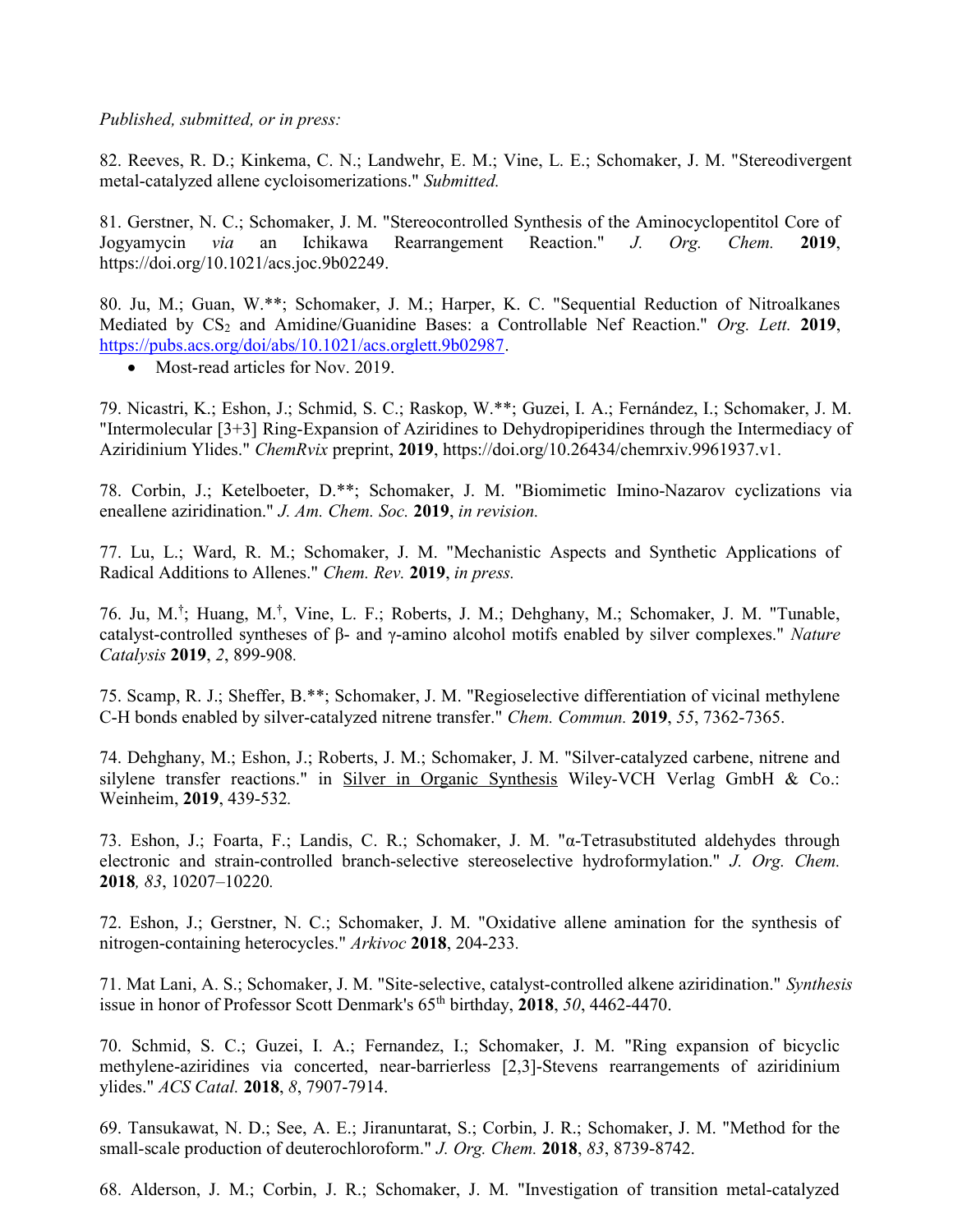*Published, submitted, or in press:*

82. Reeves, R. D.; Kinkema, C. N.; Landwehr, E. M.; Vine, L. E.; Schomaker, J. M. "Stereodivergent metal-catalyzed allene cycloisomerizations." *Submitted.*

81. Gerstner, N. C.; Schomaker, J. M. "Stereocontrolled Synthesis of the Aminocyclopentitol Core of Jogyamycin *via* an Ichikawa Rearrangement Reaction." *J. Org. Chem.* **2019**, https://doi.org/10.1021/acs.joc.9b02249.

80. Ju, M.; Guan, W.**; Schomaker, J. M.; Harper, K. C. "Sequential Reduction of Nitroalkanes Mediated by $CS_2$ and Amidine/Guanidine Bases: a Controllable Nef Reaction." *Org. Lett.* **2019**, https://pubs.acs.org/doi/abs/10.1021/acs.orglett.9b02987.

- Most-read articles for Nov. 2019.

79. Nicastri, K.; Eshon, J.; Schmid, S. C.; Raskop, W.**; Guzei, I. A.; Fernández, I.; Schomaker, J. M. "Intermolecular [3+3] Ring-Expansion of Aziridines to Dehydropiperidines through the Intermediacy of Aziridinium Ylides." *ChemRvix* preprint, **2019**, https://doi.org/10.26434/chemrxiv.9961937.v1.

78. Corbin, J.; Ketelboeter, D.**; Schomaker, J. M. "Biomimetic Imino-Nazarov cyclizations via eneallene aziridination." *J. Am. Chem. Soc.* **2019**, *in revision.*

77. Lu, L.; Ward, R. M.; Schomaker, J. M. "Mechanistic Aspects and Synthetic Applications of Radical Additions to Allenes." *Chem. Rev.* **2019**, *in press.*

76. Ju, M.[†]; Huang, M.[†], Vine, L. F.; Roberts, J. M.; Dehghany, M.; Schomaker, J. M. "Tunable, catalyst-controlled syntheses of β- and γ-amino alcohol motifs enabled by silver complexes." *Nature Catalysis* **2019**, *2*, 899-908.

75. Scamp, R. J.; Sheffer, B.**; Schomaker, J. M. "Regioselective differentiation of vicinal methylene C-H bonds enabled by silver-catalyzed nitrene transfer." *Chem. Commun.* **2019**, *55*, 7362-7365.

74. Dehghany, M.; Eshon, J.; Roberts, J. M.; Schomaker, J. M. "Silver-catalyzed carbene, nitrene and silylene transfer reactions." in Silver in Organic Synthesis Wiley-VCH Verlag GmbH & Co.: Weinheim, **2019**, 439-532.

73. Eshon, J.; Foarta, F.; Landis, C. R.; Schomaker, J. M. "α-Tetrasubstituted aldehydes through electronic and strain-controlled branch-selective stereoselective hydroformylation." *J. Org. Chem.* **2018***, 83*, 10207–10220.

72. Eshon, J.; Gerstner, N. C.; Schomaker, J. M. "Oxidative allene amination for the synthesis of nitrogen-containing heterocycles." *Arkivoc* **2018**, 204-233.

71. Mat Lani, A. S.; Schomaker, J. M. "Site-selective, catalyst-controlled alkene aziridination." *Synthesis* issue in honor of Professor Scott Denmark's 65th birthday, **2018**, *50*, 4462-4470.

70. Schmid, S. C.; Guzei, I. A.; Fernandez, I.; Schomaker, J. M. "Ring expansion of bicyclic methylene-aziridines via concerted, near-barrierless [2,3]-Stevens rearrangements of aziridinium ylides." *ACS Catal.* **2018**, *8*, 7907-7914.

69. Tansukawat, N. D.; See, A. E.; Jiranuntarat, S.; Corbin, J. R.; Schomaker, J. M. "Method for the small-scale production of deuterochloroform." *J. Org. Chem.* **2018**, *83*, 8739-8742.

68. Alderson, J. M.; Corbin, J. R.; Schomaker, J. M. "Investigation of transition metal-catalyzed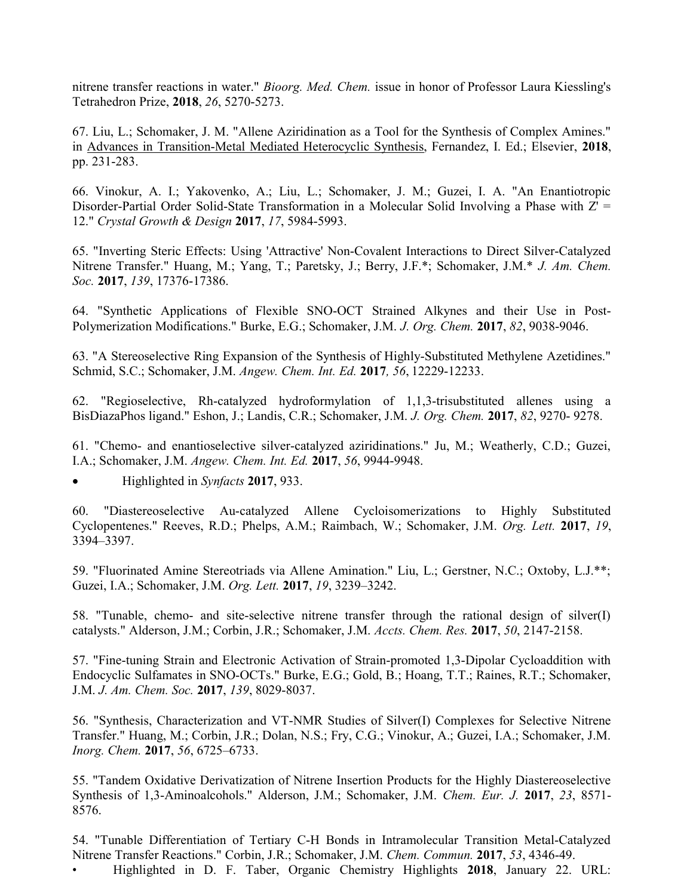nitrene transfer reactions in water." *Bioorg. Med. Chem.* issue in honor of Professor Laura Kiessling's Tetrahedron Prize, **2018**, *26*, 5270-5273.

67. Liu, L.; Schomaker, J. M. "Allene Aziridination as a Tool for the Synthesis of Complex Amines." in <u>Advances in Transition-Metal Mediated Heterocyclic Synthesis</u>, Fernandez, I. Ed.; Elsevier, **2018**, pp. 231-283.

66. Vinokur, A. I.; Yakovenko, A.; Liu, L.; Schomaker, J. M.; Guzei, I. A. "An Enantiotropic Disorder-Partial Order Solid-State Transformation in a Molecular Solid Involving a Phase with Z' = 12." *Crystal Growth & Design* **2017**, *17*, 5984-5993.

65. "Inverting Steric Effects: Using 'Attractive' Non-Covalent Interactions to Direct Silver-Catalyzed Nitrene Transfer." Huang, M.; Yang, T.; Paretsky, J.; Berry, J.F.*; Schomaker, J.M.* *J. Am. Chem. Soc.* **2017**, *139*, 17376-17386.

64. "Synthetic Applications of Flexible SNO-OCT Strained Alkynes and their Use in Post-Polymerization Modifications." Burke, E.G.; Schomaker, J.M. *J. Org. Chem.* **2017**, *82*, 9038-9046.

63. "A Stereoselective Ring Expansion of the Synthesis of Highly-Substituted Methylene Azetidines." Schmid, S.C.; Schomaker, J.M. *Angew. Chem. Int. Ed.* **2017**, *56*, 12229-12233.

62. "Regioselective, Rh-catalyzed hydroformylation of 1,1,3-trisubstituted allenes using a BisDiazaPhos ligand." Eshon, J.; Landis, C.R.; Schomaker, J.M. *J. Org. Chem.* **2017**, *82*, 9270- 9278.

61. "Chemo- and enantioselective silver-catalyzed aziridinations." Ju, M.; Weatherly, C.D.; Guzei, I.A.; Schomaker, J.M. *Angew. Chem. Int. Ed.* **2017**, *56*, 9944-9948.

- Highlighted in *Synfacts* **2017**, 933.

60. "Diastereoselective Au-catalyzed Allene Cycloisomerizations to Highly Substituted Cyclopentenes." Reeves, R.D.; Phelps, A.M.; Raimbach, W.; Schomaker, J.M. *Org. Lett.* **2017**, *19*, 3394–3397.

59. "Fluorinated Amine Stereotriads via Allene Amination." Liu, L.; Gerstner, N.C.; Oxtoby, L.J.**; Guzei, I.A.; Schomaker, J.M. *Org. Lett.* **2017**, *19*, 3239–3242.

58. "Tunable, chemo- and site-selective nitrene transfer through the rational design of silver(I) catalysts." Alderson, J.M.; Corbin, J.R.; Schomaker, J.M. *Accts. Chem. Res.* **2017**, *50*, 2147-2158.

57. "Fine-tuning Strain and Electronic Activation of Strain-promoted 1,3-Dipolar Cycloaddition with Endocyclic Sulfamates in SNO-OCTs." Burke, E.G.; Gold, B.; Hoang, T.T.; Raines, R.T.; Schomaker, J.M. *J. Am. Chem. Soc.* **2017**, *139*, 8029-8037.

56. "Synthesis, Characterization and VT-NMR Studies of Silver(I) Complexes for Selective Nitrene Transfer." Huang, M.; Corbin, J.R.; Dolan, N.S.; Fry, C.G.; Vinokur, A.; Guzei, I.A.; Schomaker, J.M. *Inorg. Chem.* **2017**, *56*, 6725–6733.

55. "Tandem Oxidative Derivatization of Nitrene Insertion Products for the Highly Diastereoselective Synthesis of 1,3-Aminoalcohols." Alderson, J.M.; Schomaker, J.M. *Chem. Eur. J.* **2017**, *23*, 8571-8576.

54. "Tunable Differentiation of Tertiary C-H Bonds in Intramolecular Transition Metal-Catalyzed Nitrene Transfer Reactions." Corbin, J.R.; Schomaker, J.M. *Chem. Commun.* **2017**, *53*, 4346-49.

- Highlighted in D. F. Taber, Organic Chemistry Highlights **2018**, January 22. URL: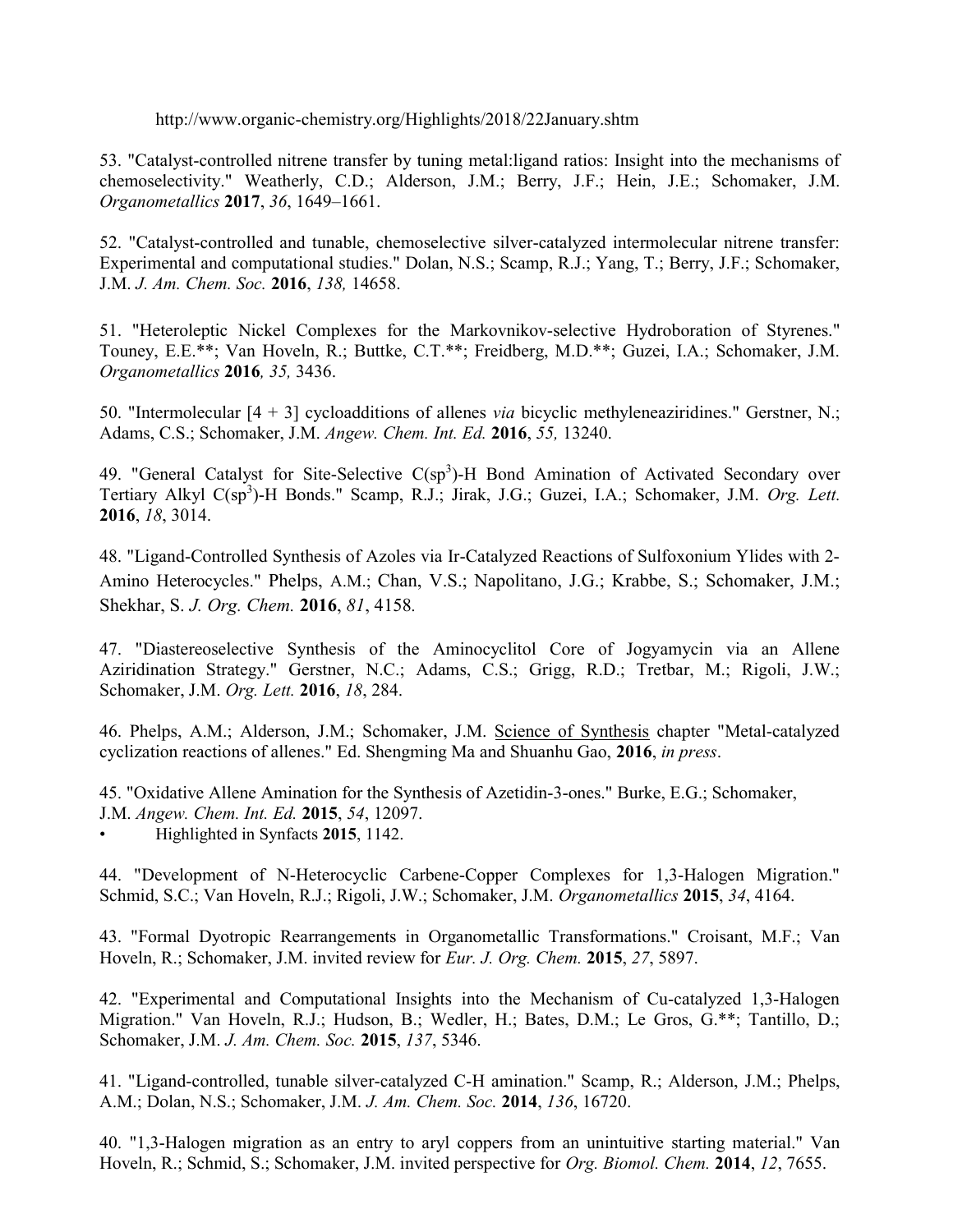http://www.organic-chemistry.org/Highlights/2018/22January.shtm

53. "Catalyst-controlled nitrene transfer by tuning metal:ligand ratios: Insight into the mechanisms of chemoselectivity." Weatherly, C.D.; Alderson, J.M.; Berry, J.F.; Hein, J.E.; Schomaker, J.M. *Organometallics* **2017**, *36*, 1649–1661.

52. "Catalyst-controlled and tunable, chemoselective silver-catalyzed intermolecular nitrene transfer: Experimental and computational studies." Dolan, N.S.; Scamp, R.J.; Yang, T.; Berry, J.F.; Schomaker, J.M. *J. Am. Chem. Soc.* **2016**, *138,* 14658.

51. "Heteroleptic Nickel Complexes for the Markovnikov-selective Hydroboration of Styrenes." Touney, E.E.**; Van Hoveln, R.; Buttke, C.T.**; Freidberg, M.D.**; Guzei, I.A.; Schomaker, J.M. *Organometallics* **2016***, 35,* 3436.

50. "Intermolecular [4 + 3] cycloadditions of allenes *via* bicyclic methyleneaziridines." Gerstner, N.; Adams, C.S.; Schomaker, J.M. *Angew. Chem. Int. Ed.* **2016**, *55,* 13240.

49. "General Catalyst for Site-Selective C(sp$^3$)-H Bond Amination of Activated Secondary over Tertiary Alkyl C(sp$^3$)-H Bonds." Scamp, R.J.; Jirak, J.G.; Guzei, I.A.; Schomaker, J.M. *Org. Lett.* **2016**, *18*, 3014.

48. "Ligand-Controlled Synthesis of Azoles via Ir-Catalyzed Reactions of Sulfoxonium Ylides with 2-Amino Heterocycles." Phelps, A.M.; Chan, V.S.; Napolitano, J.G.; Krabbe, S.; Schomaker, J.M.; Shekhar, S. *J. Org. Chem.* **2016**, *81*, 4158.

47. "Diastereoselective Synthesis of the Aminocyclitol Core of Jogyamycin via an Allene Aziridination Strategy." Gerstner, N.C.; Adams, C.S.; Grigg, R.D.; Tretbar, M.; Rigoli, J.W.; Schomaker, J.M. *Org. Lett.* **2016**, *18*, 284.

46. Phelps, A.M.; Alderson, J.M.; Schomaker, J.M. Science of Synthesis chapter "Metal-catalyzed cyclization reactions of allenes." Ed. Shengming Ma and Shuanhu Gao, **2016**, *in press*.

45. "Oxidative Allene Amination for the Synthesis of Azetidin-3-ones." Burke, E.G.; Schomaker, J.M. *Angew. Chem. Int. Ed.* **2015**, *54*, 12097.

- Highlighted in Synfacts **2015**, 1142.

44. "Development of N-Heterocyclic Carbene-Copper Complexes for 1,3-Halogen Migration." Schmid, S.C.; Van Hoveln, R.J.; Rigoli, J.W.; Schomaker, J.M. *Organometallics* **2015**, *34*, 4164.

43. "Formal Dyotropic Rearrangements in Organometallic Transformations." Croisant, M.F.; Van Hoveln, R.; Schomaker, J.M. invited review for *Eur. J. Org. Chem.* **2015**, *27*, 5897.

42. "Experimental and Computational Insights into the Mechanism of Cu-catalyzed 1,3-Halogen Migration." Van Hoveln, R.J.; Hudson, B.; Wedler, H.; Bates, D.M.; Le Gros, G.**; Tantillo, D.; Schomaker, J.M. *J. Am. Chem. Soc.* **2015**, *137*, 5346.

41. "Ligand-controlled, tunable silver-catalyzed C-H amination." Scamp, R.; Alderson, J.M.; Phelps, A.M.; Dolan, N.S.; Schomaker, J.M. *J. Am. Chem. Soc.* **2014**, *136*, 16720.

40. "1,3-Halogen migration as an entry to aryl coppers from an unintuitive starting material." Van Hoveln, R.; Schmid, S.; Schomaker, J.M. invited perspective for *Org. Biomol. Chem.* **2014**, *12*, 7655.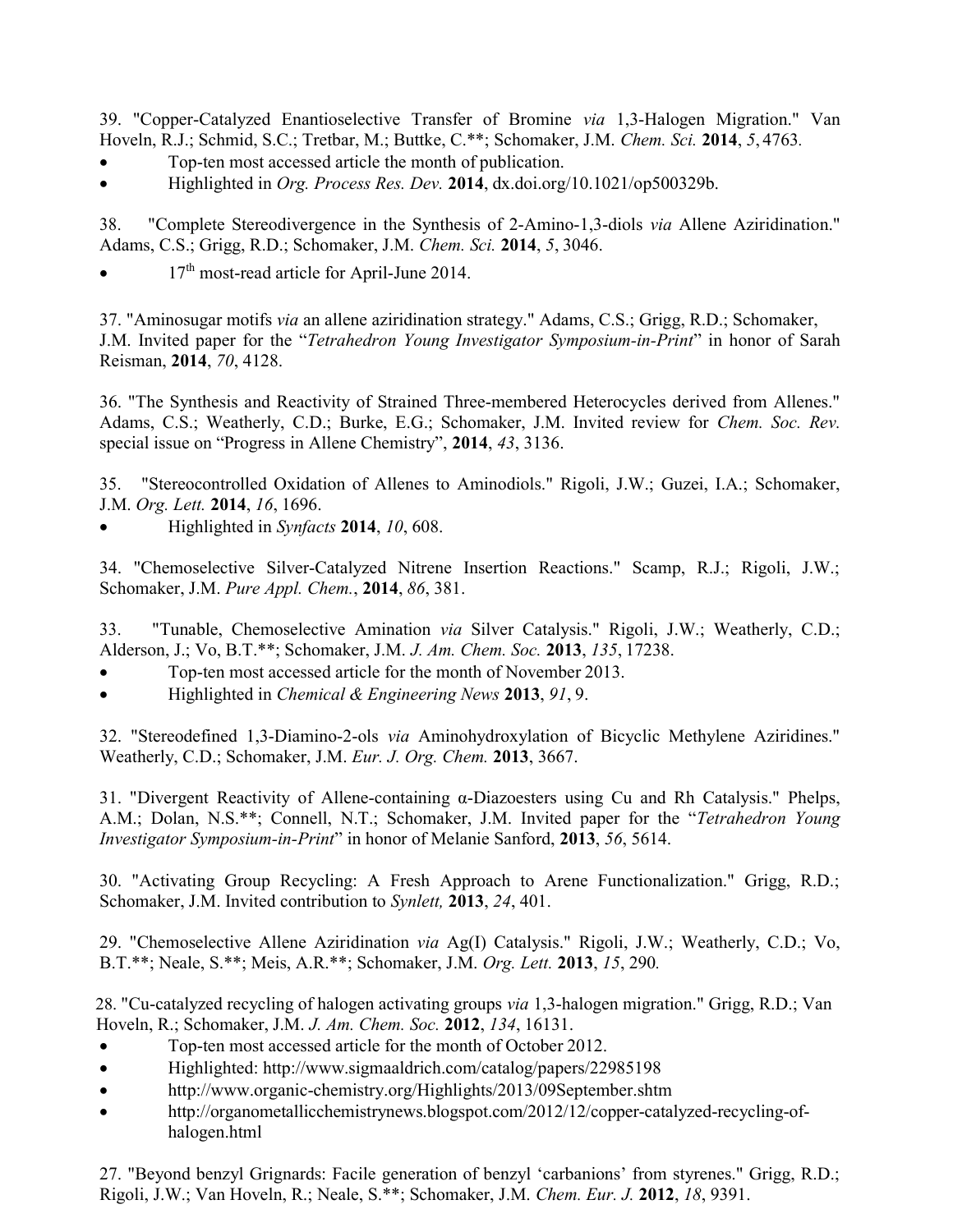39. "Copper-Catalyzed Enantioselective Transfer of Bromine *via* 1,3-Halogen Migration." Van Hoveln, R.J.; Schmid, S.C.; Tretbar, M.; Buttke, C.**; Schomaker, J.M. *Chem. Sci.* **2014**, *5*, 4763.

- Top-ten most accessed article the month of publication.
- Highlighted in *Org. Process Res. Dev.* **2014**, dx.doi.org/10.1021/op500329b.

38. "Complete Stereodivergence in the Synthesis of 2-Amino-1,3-diols *via* Allene Aziridination." Adams, C.S.; Grigg, R.D.; Schomaker, J.M. *Chem. Sci.* **2014**, *5*, 3046.

- 17th most-read article for April-June 2014.

37. "Aminosugar motifs *via* an allene aziridination strategy." Adams, C.S.; Grigg, R.D.; Schomaker, J.M. Invited paper for the "*Tetrahedron Young Investigator Symposium-in-Print*" in honor of Sarah Reisman, **2014**, *70*, 4128.

36. "The Synthesis and Reactivity of Strained Three-membered Heterocycles derived from Allenes." Adams, C.S.; Weatherly, C.D.; Burke, E.G.; Schomaker, J.M. Invited review for *Chem. Soc. Rev.* special issue on "Progress in Allene Chemistry", **2014**, *43*, 3136.

35. "Stereocontrolled Oxidation of Allenes to Aminodiols." Rigoli, J.W.; Guzei, I.A.; Schomaker, J.M. *Org. Lett.* **2014**, *16*, 1696.

- Highlighted in *Synfacts* **2014**, *10*, 608.

34. "Chemoselective Silver-Catalyzed Nitrene Insertion Reactions." Scamp, R.J.; Rigoli, J.W.; Schomaker, J.M. *Pure Appl. Chem.*, **2014**, *86*, 381.

33. "Tunable, Chemoselective Amination *via* Silver Catalysis." Rigoli, J.W.; Weatherly, C.D.; Alderson, J.; Vo, B.T.**; Schomaker, J.M. *J. Am. Chem. Soc.* **2013**, *135*, 17238.

- Top-ten most accessed article for the month of November 2013.
- Highlighted in *Chemical & Engineering News* **2013**, *91*, 9.

32. "Stereodefined 1,3-Diamino-2-ols *via* Aminohydroxylation of Bicyclic Methylene Aziridines." Weatherly, C.D.; Schomaker, J.M. *Eur. J. Org. Chem.* **2013**, 3667.

31. "Divergent Reactivity of Allene-containing α-Diazoesters using Cu and Rh Catalysis." Phelps, A.M.; Dolan, N.S.**; Connell, N.T.; Schomaker, J.M. Invited paper for the "*Tetrahedron Young Investigator Symposium-in-Print*" in honor of Melanie Sanford, **2013**, *56*, 5614.

30. "Activating Group Recycling: A Fresh Approach to Arene Functionalization." Grigg, R.D.; Schomaker, J.M. Invited contribution to *Synlett,* **2013**, *24*, 401.

29. "Chemoselective Allene Aziridination *via* Ag(I) Catalysis." Rigoli, J.W.; Weatherly, C.D.; Vo, B.T.**; Neale, S.**; Meis, A.R.**; Schomaker, J.M. *Org. Lett.* **2013**, *15*, 290.

28. "Cu-catalyzed recycling of halogen activating groups *via* 1,3-halogen migration." Grigg, R.D.; Van Hoveln, R.; Schomaker, J.M. *J. Am. Chem. Soc.* **2012**, *134*, 16131.

- Top-ten most accessed article for the month of October 2012.
- Highlighted: http://www.sigmaaldrich.com/catalog/papers/22985198
- http://www.organic-chemistry.org/Highlights/2013/09September.shtm
- http://organometallicchemistrynews.blogspot.com/2012/12/copper-catalyzed-recycling-of-halogen.html

27. "Beyond benzyl Grignards: Facile generation of benzyl 'carbanions' from styrenes." Grigg, R.D.; Rigoli, J.W.; Van Hoveln, R.; Neale, S.**; Schomaker, J.M. *Chem. Eur. J.* **2012**, *18*, 9391.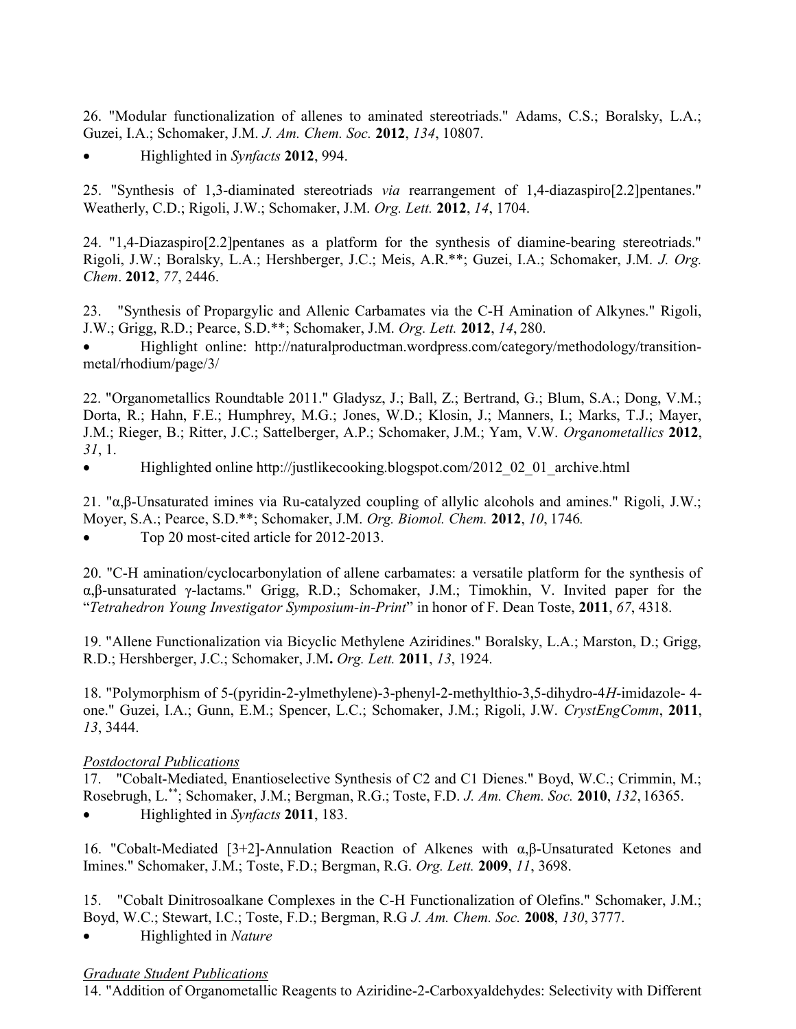26. "Modular functionalization of allenes to aminated stereotriads." Adams, C.S.; Boralsky, L.A.; Guzei, I.A.; Schomaker, J.M. *J. Am. Chem. Soc.* **2012**, *134*, 10807.

- Highlighted in *Synfacts* **2012**, 994.

25. "Synthesis of 1,3-diaminated stereotriads *via* rearrangement of 1,4-diazaspiro[2.2]pentanes." Weatherly, C.D.; Rigoli, J.W.; Schomaker, J.M. *Org. Lett.* **2012**, *14*, 1704.

24. "1,4-Diazaspiro[2.2]pentanes as a platform for the synthesis of diamine-bearing stereotriads." Rigoli, J.W.; Boralsky, L.A.; Hershberger, J.C.; Meis, A.R.**; Guzei, I.A.; Schomaker, J.M. *J. Org. Chem*. **2012**, *77*, 2446.

23. "Synthesis of Propargylic and Allenic Carbamates via the C-H Amination of Alkynes." Rigoli, J.W.; Grigg, R.D.; Pearce, S.D.**; Schomaker, J.M. *Org. Lett.* **2012**, *14*, 280.

- Highlight online: http://naturalproductman.wordpress.com/category/methodology/transition-metal/rhodium/page/3/

22. "Organometallics Roundtable 2011." Gladysz, J.; Ball, Z.; Bertrand, G.; Blum, S.A.; Dong, V.M.; Dorta, R.; Hahn, F.E.; Humphrey, M.G.; Jones, W.D.; Klosin, J.; Manners, I.; Marks, T.J.; Mayer, J.M.; Rieger, B.; Ritter, J.C.; Sattelberger, A.P.; Schomaker, J.M.; Yam, V.W. *Organometallics* **2012**, *31*, 1.

- Highlighted online http://justlikecooking.blogspot.com/2012_02_01_archive.html

21. "α,β-Unsaturated imines via Ru-catalyzed coupling of allylic alcohols and amines." Rigoli, J.W.; Moyer, S.A.; Pearce, S.D.**; Schomaker, J.M. *Org. Biomol. Chem.* **2012**, *10*, 1746.

- Top 20 most-cited article for 2012-2013.

20. "C-H amination/cyclocarbonylation of allene carbamates: a versatile platform for the synthesis of α,β-unsaturated γ-lactams." Grigg, R.D.; Schomaker, J.M.; Timokhin, V. Invited paper for the "*Tetrahedron Young Investigator Symposium-in-Print*" in honor of F. Dean Toste, **2011**, *67*, 4318.

19. "Allene Functionalization via Bicyclic Methylene Aziridines." Boralsky, L.A.; Marston, D.; Grigg, R.D.; Hershberger, J.C.; Schomaker, J.M**.** *Org. Lett.* **2011**, *13*, 1924.

18. "Polymorphism of 5-(pyridin-2-ylmethylene)-3-phenyl-2-methylthio-3,5-dihydro-4*H*-imidazole- 4-one." Guzei, I.A.; Gunn, E.M.; Spencer, L.C.; Schomaker, J.M.; Rigoli, J.W. *CrystEngComm*, **2011**, *13*, 3444.

*Postdoctoral Publications*

17. "Cobalt-Mediated, Enantioselective Synthesis of C2 and C1 Dienes." Boyd, W.C.; Crimmin, M.; Rosebrugh, L.**; Schomaker, J.M.; Bergman, R.G.; Toste, F.D. *J. Am. Chem. Soc.* **2010**, *132*, 16365.

- Highlighted in *Synfacts* **2011**, 183.

16. "Cobalt-Mediated [3+2]-Annulation Reaction of Alkenes with α,β-Unsaturated Ketones and Imines." Schomaker, J.M.; Toste, F.D.; Bergman, R.G. *Org. Lett.* **2009**, *11*, 3698.

15. "Cobalt Dinitrosoalkane Complexes in the C-H Functionalization of Olefins." Schomaker, J.M.; Boyd, W.C.; Stewart, I.C.; Toste, F.D.; Bergman, R.G *J. Am. Chem. Soc.* **2008**, *130*, 3777.

- Highlighted in *Nature*

*Graduate Student Publications*

14. "Addition of Organometallic Reagents to Aziridine-2-Carboxyaldehydes: Selectivity with Different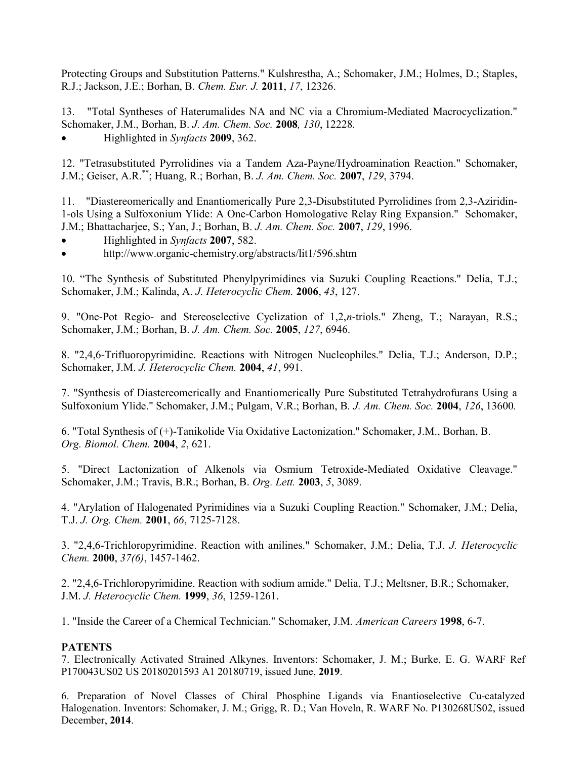Protecting Groups and Substitution Patterns." Kulshrestha, A.; Schomaker, J.M.; Holmes, D.; Staples, R.J.; Jackson, J.E.; Borhan, B. *Chem. Eur. J.* **2011**, *17*, 12326.

13. "Total Syntheses of Haterumalides NA and NC via a Chromium-Mediated Macrocyclization." Schomaker, J.M., Borhan, B. *J. Am. Chem. Soc.* **2008***, 130*, 12228.

- Highlighted in *Synfacts* **2009**, 362.

12. "Tetrasubstituted Pyrrolidines via a Tandem Aza-Payne/Hydroamination Reaction." Schomaker, J.M.; Geiser, A.R.[**]; Huang, R.; Borhan, B. *J. Am. Chem. Soc.* **2007**, *129*, 3794.

11. "Diastereomerically and Enantiomerically Pure 2,3-Disubstituted Pyrrolidines from 2,3-Aziridin-1-ols Using a Sulfoxonium Ylide: A One-Carbon Homologative Relay Ring Expansion." Schomaker, J.M.; Bhattacharjee, S.; Yan, J.; Borhan, B. *J. Am. Chem. Soc.* **2007**, *129*, 1996.

- Highlighted in *Synfacts* **2007**, 582.
- http://www.organic-chemistry.org/abstracts/lit1/596.shtm

10. "The Synthesis of Substituted Phenylpyrimidines via Suzuki Coupling Reactions." Delia, T.J.; Schomaker, J.M.; Kalinda, A. *J. Heterocyclic Chem.* **2006**, *43*, 127.

9. "One-Pot Regio- and Stereoselective Cyclization of 1,2,*n*-triols." Zheng, T.; Narayan, R.S.; Schomaker, J.M.; Borhan, B. *J. Am. Chem. Soc.* **2005**, *127*, 6946.

8. "2,4,6-Trifluoropyrimidine. Reactions with Nitrogen Nucleophiles." Delia, T.J.; Anderson, D.P.; Schomaker, J.M. *J. Heterocyclic Chem.* **2004**, *41*, 991.

7. "Synthesis of Diastereomerically and Enantiomerically Pure Substituted Tetrahydrofurans Using a Sulfoxonium Ylide." Schomaker, J.M.; Pulgam, V.R.; Borhan, B. *J. Am. Chem. Soc.* **2004**, *126*, 13600.

6. "Total Synthesis of (+)-Tanikolide Via Oxidative Lactonization." Schomaker, J.M., Borhan, B. *Org. Biomol. Chem.* **2004**, *2*, 621.

5. "Direct Lactonization of Alkenols via Osmium Tetroxide-Mediated Oxidative Cleavage." Schomaker, J.M.; Travis, B.R.; Borhan, B. *Org. Lett.* **2003**, *5*, 3089.

4. "Arylation of Halogenated Pyrimidines via a Suzuki Coupling Reaction." Schomaker, J.M.; Delia, T.J. *J. Org. Chem.* **2001**, *66*, 7125-7128.

3. "2,4,6-Trichloropyrimidine. Reaction with anilines." Schomaker, J.M.; Delia, T.J. *J. Heterocyclic Chem.* **2000**, *37(6)*, 1457-1462.

2. "2,4,6-Trichloropyrimidine. Reaction with sodium amide." Delia, T.J.; Meltsner, B.R.; Schomaker, J.M. *J. Heterocyclic Chem.* **1999**, *36*, 1259-1261.

1. "Inside the Career of a Chemical Technician." Schomaker, J.M. *American Careers* **1998**, 6-7.

**PATENTS**

7. Electronically Activated Strained Alkynes. Inventors: Schomaker, J. M.; Burke, E. G. WARF Ref P170043US02 US 20180201593 A1 20180719, issued June, **2019**.

6. Preparation of Novel Classes of Chiral Phosphine Ligands via Enantioselective Cu-catalyzed Halogenation. Inventors: Schomaker, J. M.; Grigg, R. D.; Van Hoveln, R. WARF No. P130268US02, issued December, **2014**.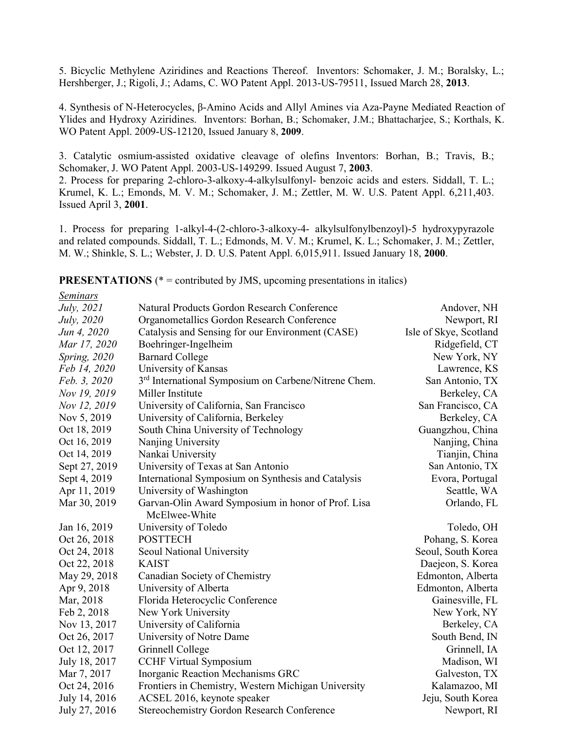5. Bicyclic Methylene Aziridines and Reactions Thereof. Inventors: Schomaker, J. M.; Boralsky, L.; Hershberger, J.; Rigoli, J.; Adams, C. WO Patent Appl. 2013-US-79511, Issued March 28, **2013**.

4. Synthesis of N-Heterocycles, β-Amino Acids and Allyl Amines via Aza-Payne Mediated Reaction of Ylides and Hydroxy Aziridines. Inventors: Borhan, B.; Schomaker, J.M.; Bhattacharjee, S.; Korthals, K. WO Patent Appl. 2009-US-12120, Issued January 8, **2009**.

3. Catalytic osmium-assisted oxidative cleavage of olefins Inventors: Borhan, B.; Travis, B.; Schomaker, J. WO Patent Appl. 2003-US-149299. Issued August 7, **2003**.

2. Process for preparing 2-chloro-3-alkoxy-4-alkylsulfonyl- benzoic acids and esters. Siddall, T. L.; Krumel, K. L.; Emonds, M. V. M.; Schomaker, J. M.; Zettler, M. W. U.S. Patent Appl. 6,211,403. Issued April 3, **2001**.

1. Process for preparing 1-alkyl-4-(2-chloro-3-alkoxy-4- alkylsulfonylbenzoyl)-5 hydroxypyrazole and related compounds. Siddall, T. L.; Edmonds, M. V. M.; Krumel, K. L.; Schomaker, J. M.; Zettler, M. W.; Shinkle, S. L.; Webster, J. D. U.S. Patent Appl. 6,015,911. Issued January 18, **2000**.

**PRESENTATIONS** (* = contributed by JMS, upcoming presentations in italics)

*Seminars*

| Date | Event | Location |
|---|---|---|
| *July, 2021* | *Natural Products Gordon Research Conference* | *Andover, NH* |
| *July, 2020* | *Organometallics Gordon Research Conference* | *Newport, RI* |
| *Jun 4, 2020* | *Catalysis and Sensing for our Environment (CASE)* | *Isle of Skye, Scotland* |
| *Mar 17, 2020* | *Boehringer-Ingelheim* | *Ridgefield, CT* |
| *Spring, 2020* | *Barnard College* | *New York, NY* |
| *Feb 14, 2020* | *University of Kansas* | *Lawrence, KS* |
| *Feb. 3, 2020* | *3rd International Symposium on Carbene/Nitrene Chem.* | *San Antonio, TX* |
| *Nov 19, 2019* | *Miller Institute* | *Berkeley, CA* |
| *Nov 12, 2019* | *University of California, San Francisco* | *San Francisco, CA* |
| Nov 5, 2019 | University of California, Berkeley | Berkeley, CA |
| Oct 18, 2019 | South China University of Technology | Guangzhou, China |
| Oct 16, 2019 | Nanjing University | Nanjing, China |
| Oct 14, 2019 | Nankai University | Tianjin, China |
| Sept 27, 2019 | University of Texas at San Antonio | San Antonio, TX |
| Sept 4, 2019 | International Symposium on Synthesis and Catalysis | Evora, Portugal |
| Apr 11, 2019 | University of Washington | Seattle, WA |
| Mar 30, 2019 | Garvan-Olin Award Symposium in honor of Prof. Lisa McElwee-White | Orlando, FL |
| Jan 16, 2019 | University of Toledo | Toledo, OH |
| Oct 26, 2018 | POSTTECH | Pohang, S. Korea |
| Oct 24, 2018 | Seoul National University | Seoul, South Korea |
| Oct 22, 2018 | KAIST | Daejeon, S. Korea |
| May 29, 2018 | Canadian Society of Chemistry | Edmonton, Alberta |
| Apr 9, 2018 | University of Alberta | Edmonton, Alberta |
| Mar, 2018 | Florida Heterocyclic Conference | Gainesville, FL |
| Feb 2, 2018 | New York University | New York, NY |
| Nov 13, 2017 | University of California | Berkeley, CA |
| Oct 26, 2017 | University of Notre Dame | South Bend, IN |
| Oct 12, 2017 | Grinnell College | Grinnell, IA |
| July 18, 2017 | CCHF Virtual Symposium | Madison, WI |
| Mar 7, 2017 | Inorganic Reaction Mechanisms GRC | Galveston, TX |
| Oct 24, 2016 | Frontiers in Chemistry, Western Michigan University | Kalamazoo, MI |
| July 14, 2016 | ACSEL 2016, keynote speaker | Jeju, South Korea |
| July 27, 2016 | Stereochemistry Gordon Research Conference | Newport, RI |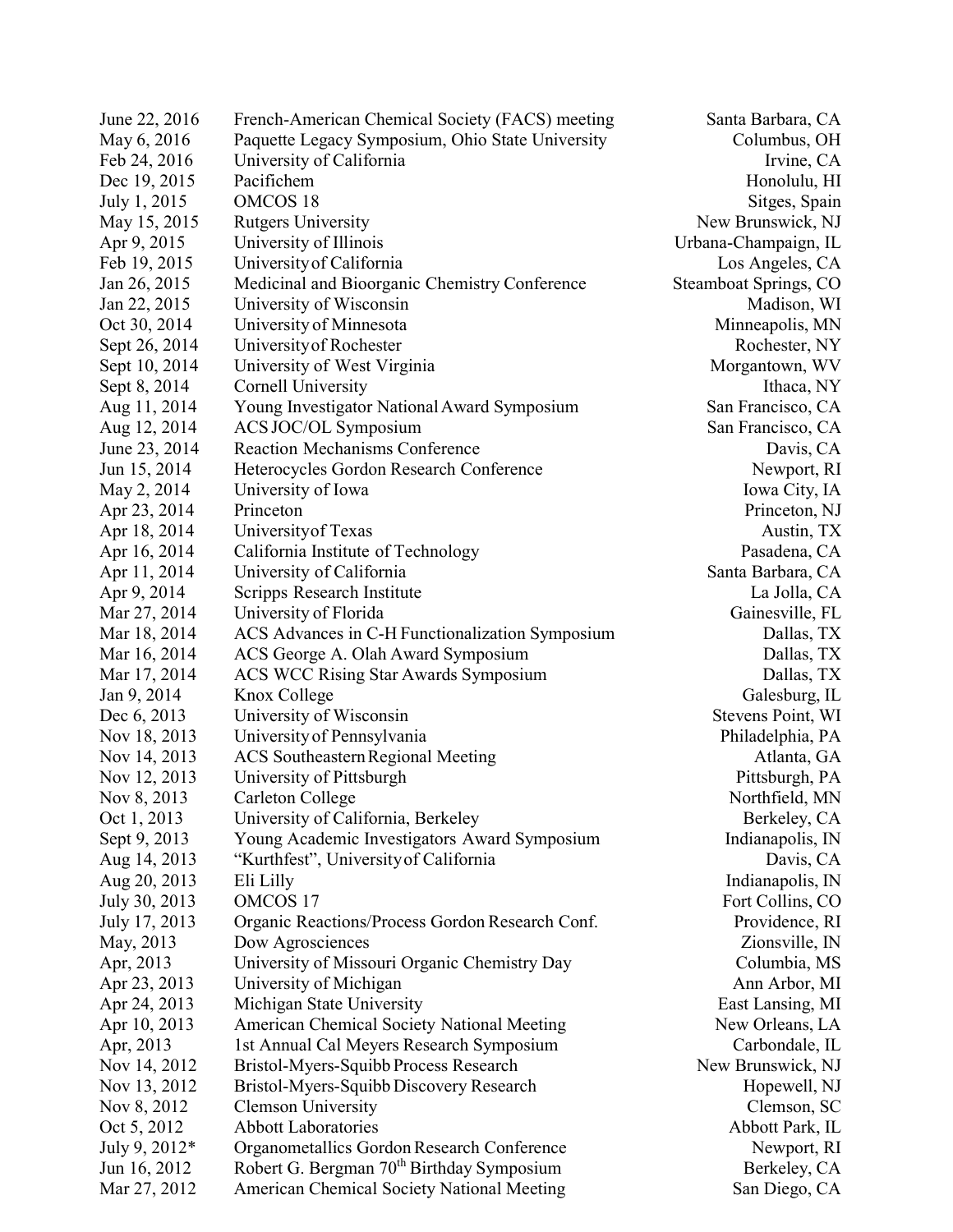| | | |
|---|---|---|
| June 22, 2016 | French-American Chemical Society (FACS) meeting | Santa Barbara, CA |
| May 6, 2016 | Paquette Legacy Symposium, Ohio State University | Columbus, OH |
| Feb 24, 2016 | University of California | Irvine, CA |
| Dec 19, 2015 | Pacifichem | Honolulu, HI |
| July 1, 2015 | OMCOS 18 | Sitges, Spain |
| May 15, 2015 | Rutgers University | New Brunswick, NJ |
| Apr 9, 2015 | University of Illinois | Urbana-Champaign, IL |
| Feb 19, 2015 | University of California | Los Angeles, CA |
| Jan 26, 2015 | Medicinal and Bioorganic Chemistry Conference | Steamboat Springs, CO |
| Jan 22, 2015 | University of Wisconsin | Madison, WI |
| Oct 30, 2014 | University of Minnesota | Minneapolis, MN |
| Sept 26, 2014 | University of Rochester | Rochester, NY |
| Sept 10, 2014 | University of West Virginia | Morgantown, WV |
| Sept 8, 2014 | Cornell University | Ithaca, NY |
| Aug 11, 2014 | Young Investigator National Award Symposium | San Francisco, CA |
| Aug 12, 2014 | ACS JOC/OL Symposium | San Francisco, CA |
| June 23, 2014 | Reaction Mechanisms Conference | Davis, CA |
| Jun 15, 2014 | Heterocycles Gordon Research Conference | Newport, RI |
| May 2, 2014 | University of Iowa | Iowa City, IA |
| Apr 23, 2014 | Princeton | Princeton, NJ |
| Apr 18, 2014 | University of Texas | Austin, TX |
| Apr 16, 2014 | California Institute of Technology | Pasadena, CA |
| Apr 11, 2014 | University of California | Santa Barbara, CA |
| Apr 9, 2014 | Scripps Research Institute | La Jolla, CA |
| Mar 27, 2014 | University of Florida | Gainesville, FL |
| Mar 18, 2014 | ACS Advances in C-H Functionalization Symposium | Dallas, TX |
| Mar 16, 2014 | ACS George A. Olah Award Symposium | Dallas, TX |
| Mar 17, 2014 | ACS WCC Rising Star Awards Symposium | Dallas, TX |
| Jan 9, 2014 | Knox College | Galesburg, IL |
| Dec 6, 2013 | University of Wisconsin | Stevens Point, WI |
| Nov 18, 2013 | University of Pennsylvania | Philadelphia, PA |
| Nov 14, 2013 | ACS Southeastern Regional Meeting | Atlanta, GA |
| Nov 12, 2013 | University of Pittsburgh | Pittsburgh, PA |
| Nov 8, 2013 | Carleton College | Northfield, MN |
| Oct 1, 2013 | University of California, Berkeley | Berkeley, CA |
| Sept 9, 2013 | Young Academic Investigators Award Symposium | Indianapolis, IN |
| Aug 14, 2013 | "Kurthfest", University of California | Davis, CA |
| Aug 20, 2013 | Eli Lilly | Indianapolis, IN |
| July 30, 2013 | OMCOS 17 | Fort Collins, CO |
| July 17, 2013 | Organic Reactions/Process Gordon Research Conf. | Providence, RI |
| May, 2013 | Dow Agrosciences | Zionsville, IN |
| Apr, 2013 | University of Missouri Organic Chemistry Day | Columbia, MS |
| Apr 23, 2013 | University of Michigan | Ann Arbor, MI |
| Apr 24, 2013 | Michigan State University | East Lansing, MI |
| Apr 10, 2013 | American Chemical Society National Meeting | New Orleans, LA |
| Apr, 2013 | 1st Annual Cal Meyers Research Symposium | Carbondale, IL |
| Nov 14, 2012 | Bristol-Myers-Squibb Process Research | New Brunswick, NJ |
| Nov 13, 2012 | Bristol-Myers-Squibb Discovery Research | Hopewell, NJ |
| Nov 8, 2012 | Clemson University | Clemson, SC |
| Oct 5, 2012 | Abbott Laboratories | Abbott Park, IL |
| July 9, 2012* | Organometallics Gordon Research Conference | Newport, RI |
| Jun 16, 2012 | Robert G. Bergman 70th Birthday Symposium | Berkeley, CA |
| Mar 27, 2012 | American Chemical Society National Meeting | San Diego, CA |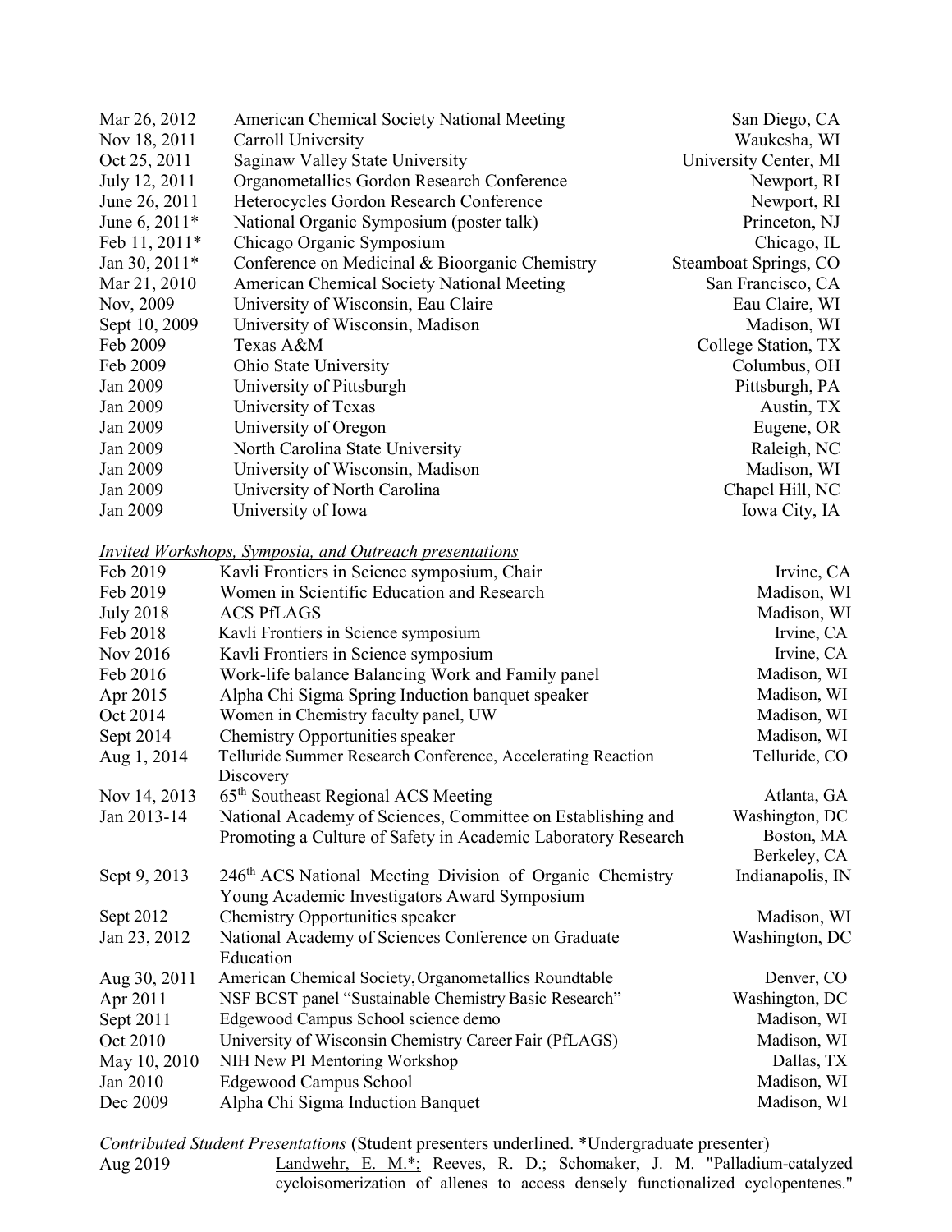| | | |
|---|---|---|
| Mar 26, 2012 | American Chemical Society National Meeting | San Diego, CA |
| Nov 18, 2011 | Carroll University | Waukesha, WI |
| Oct 25, 2011 | Saginaw Valley State University | University Center, MI |
| July 12, 2011 | Organometallics Gordon Research Conference | Newport, RI |
| June 26, 2011 | Heterocycles Gordon Research Conference | Newport, RI |
| June 6, 2011* | National Organic Symposium (poster talk) | Princeton, NJ |
| Feb 11, 2011* | Chicago Organic Symposium | Chicago, IL |
| Jan 30, 2011* | Conference on Medicinal & Bioorganic Chemistry | Steamboat Springs, CO |
| Mar 21, 2010 | American Chemical Society National Meeting | San Francisco, CA |
| Nov, 2009 | University of Wisconsin, Eau Claire | Eau Claire, WI |
| Sept 10, 2009 | University of Wisconsin, Madison | Madison, WI |
| Feb 2009 | Texas A&M | College Station, TX |
| Feb 2009 | Ohio State University | Columbus, OH |
| Jan 2009 | University of Pittsburgh | Pittsburgh, PA |
| Jan 2009 | University of Texas | Austin, TX |
| Jan 2009 | University of Oregon | Eugene, OR |
| Jan 2009 | North Carolina State University | Raleigh, NC |
| Jan 2009 | University of Wisconsin, Madison | Madison, WI |
| Jan 2009 | University of North Carolina | Chapel Hill, NC |
| Jan 2009 | University of Iowa | Iowa City, IA |

*Invited Workshops, Symposia, and Outreach presentations*

| | | |
|---|---|---|
| Feb 2019 | Kavli Frontiers in Science symposium, Chair | Irvine, CA |
| Feb 2019 | Women in Scientific Education and Research | Madison, WI |
| July 2018 | ACS PfLAGS | Madison, WI |
| Feb 2018 | Kavli Frontiers in Science symposium | Irvine, CA |
| Nov 2016 | Kavli Frontiers in Science symposium | Irvine, CA |
| Feb 2016 | Work-life balance Balancing Work and Family panel | Madison, WI |
| Apr 2015 | Alpha Chi Sigma Spring Induction banquet speaker | Madison, WI |
| Oct 2014 | Women in Chemistry faculty panel, UW | Madison, WI |
| Sept 2014 | Chemistry Opportunities speaker | Madison, WI |
| Aug 1, 2014 | Telluride Summer Research Conference, Accelerating Reaction Discovery | Telluride, CO |
| Nov 14, 2013 | 65th Southeast Regional ACS Meeting | Atlanta, GA |
| Jan 2013-14 | National Academy of Sciences, Committee on Establishing and Promoting a Culture of Safety in Academic Laboratory Research | Washington, DC<br>Boston, MA<br>Berkeley, CA |
| Sept 9, 2013 | 246th ACS National Meeting Division of Organic Chemistry Young Academic Investigators Award Symposium | Indianapolis, IN |
| Sept 2012 | Chemistry Opportunities speaker | Madison, WI |
| Jan 23, 2012 | National Academy of Sciences Conference on Graduate Education | Washington, DC |
| Aug 30, 2011 | American Chemical Society, Organometallics Roundtable | Denver, CO |
| Apr 2011 | NSF BCST panel "Sustainable Chemistry Basic Research" | Washington, DC |
| Sept 2011 | Edgewood Campus School science demo | Madison, WI |
| Oct 2010 | University of Wisconsin Chemistry Career Fair (PfLAGS) | Madison, WI |
| May 10, 2010 | NIH New PI Mentoring Workshop | Dallas, TX |
| Jan 2010 | Edgewood Campus School | Madison, WI |
| Dec 2009 | Alpha Chi Sigma Induction Banquet | Madison, WI |

*Contributed Student Presentations* (Student presenters underlined. *Undergraduate presenter)

Aug 2019 Landwehr, E. M.*; Reeves, R. D.; Schomaker, J. M. "Palladium-catalyzed cycloisomerization of allenes to access densely functionalized cyclopentenes."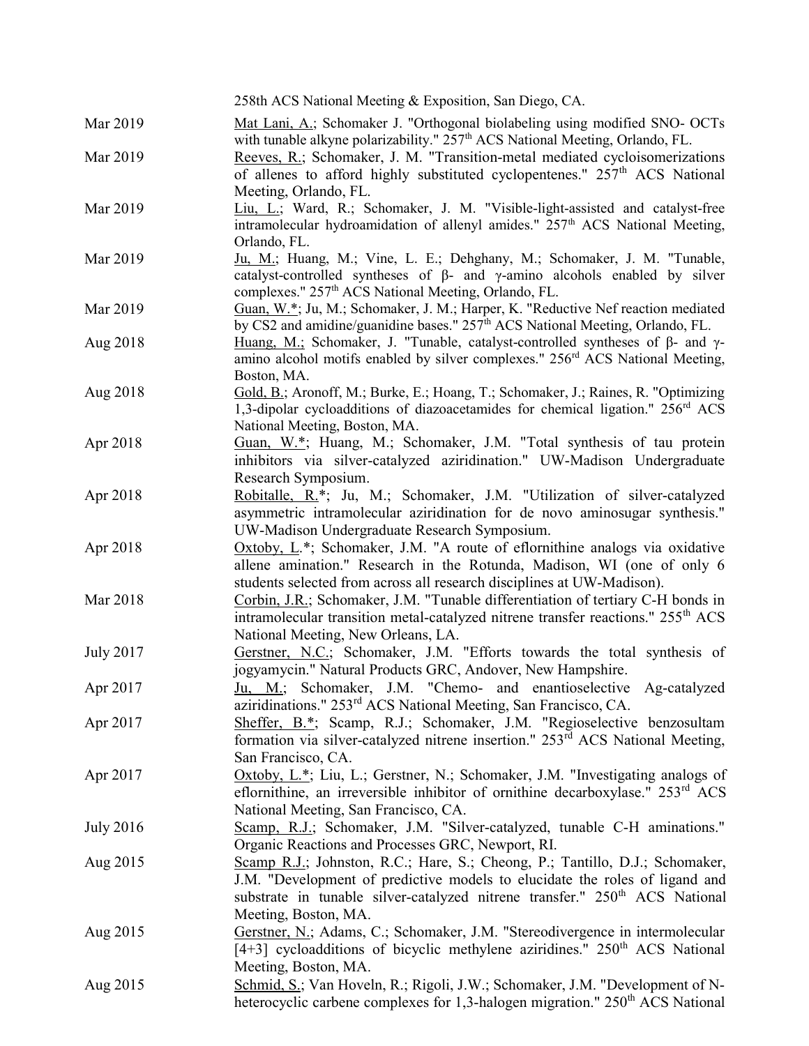258th ACS National Meeting & Exposition, San Diego, CA.

| | |
|---|---|
| Mar 2019 | Mat Lani, A.; Schomaker J. "Orthogonal biolabeling using modified SNO- OCTs with tunable alkyne polarizability." 257th ACS National Meeting, Orlando, FL. |
| Mar 2019 | Reeves, R.; Schomaker, J. M. "Transition-metal mediated cycloisomerizations of allenes to afford highly substituted cyclopentenes." 257th ACS National Meeting, Orlando, FL. |
| Mar 2019 | Liu, L.; Ward, R.; Schomaker, J. M. "Visible-light-assisted and catalyst-free intramolecular hydroamidation of allenyl amides." 257th ACS National Meeting, Orlando, FL. |
| Mar 2019 | Ju, M.; Huang, M.; Vine, L. E.; Dehghany, M.; Schomaker, J. M. "Tunable, catalyst-controlled syntheses of β- and γ-amino alcohols enabled by silver complexes." 257th ACS National Meeting, Orlando, FL. |
| Mar 2019 | Guan, W.*; Ju, M.; Schomaker, J. M.; Harper, K. "Reductive Nef reaction mediated by CS2 and amidine/guanidine bases." 257th ACS National Meeting, Orlando, FL. |
| Aug 2018 | Huang, M.; Schomaker, J. "Tunable, catalyst-controlled syntheses of β- and γ-amino alcohol motifs enabled by silver complexes." 256rd ACS National Meeting, Boston, MA. |
| Aug 2018 | Gold, B.; Aronoff, M.; Burke, E.; Hoang, T.; Schomaker, J.; Raines, R. "Optimizing 1,3-dipolar cycloadditions of diazoacetamides for chemical ligation." 256rd ACS National Meeting, Boston, MA. |
| Apr 2018 | Guan, W.*; Huang, M.; Schomaker, J.M. "Total synthesis of tau protein inhibitors via silver-catalyzed aziridination." UW-Madison Undergraduate Research Symposium. |
| Apr 2018 | Robitalle, R.*; Ju, M.; Schomaker, J.M. "Utilization of silver-catalyzed asymmetric intramolecular aziridination for de novo aminosugar synthesis." UW-Madison Undergraduate Research Symposium. |
| Apr 2018 | Oxtoby, L.*; Schomaker, J.M. "A route of eflornithine analogs via oxidative allene amination." Research in the Rotunda, Madison, WI (one of only 6 students selected from across all research disciplines at UW-Madison). |
| Mar 2018 | Corbin, J.R.; Schomaker, J.M. "Tunable differentiation of tertiary C-H bonds in intramolecular transition metal-catalyzed nitrene transfer reactions." 255th ACS National Meeting, New Orleans, LA. |
| July 2017 | Gerstner, N.C.; Schomaker, J.M. "Efforts towards the total synthesis of jogyamycin." Natural Products GRC, Andover, New Hampshire. |
| Apr 2017 | Ju, M.; Schomaker, J.M. "Chemo- and enantioselective Ag-catalyzed aziridinations." 253rd ACS National Meeting, San Francisco, CA. |
| Apr 2017 | Sheffer, B.*; Scamp, R.J.; Schomaker, J.M. "Regioselective benzosultam formation via silver-catalyzed nitrene insertion." 253rd ACS National Meeting, San Francisco, CA. |
| Apr 2017 | Oxtoby, L.*; Liu, L.; Gerstner, N.; Schomaker, J.M. "Investigating analogs of eflornithine, an irreversible inhibitor of ornithine decarboxylase." 253rd ACS National Meeting, San Francisco, CA. |
| July 2016 | Scamp, R.J.; Schomaker, J.M. "Silver-catalyzed, tunable C-H aminations." Organic Reactions and Processes GRC, Newport, RI. |
| Aug 2015 | Scamp R.J.; Johnston, R.C.; Hare, S.; Cheong, P.; Tantillo, D.J.; Schomaker, J.M. "Development of predictive models to elucidate the roles of ligand and substrate in tunable silver-catalyzed nitrene transfer." 250th ACS National Meeting, Boston, MA. |
| Aug 2015 | Gerstner, N.; Adams, C.; Schomaker, J.M. "Stereodivergence in intermolecular [4+3] cycloadditions of bicyclic methylene aziridines." 250th ACS National Meeting, Boston, MA. |
| Aug 2015 | Schmid, S.; Van Hoveln, R.; Rigoli, J.W.; Schomaker, J.M. "Development of N-heterocyclic carbene complexes for 1,3-halogen migration." 250th ACS National |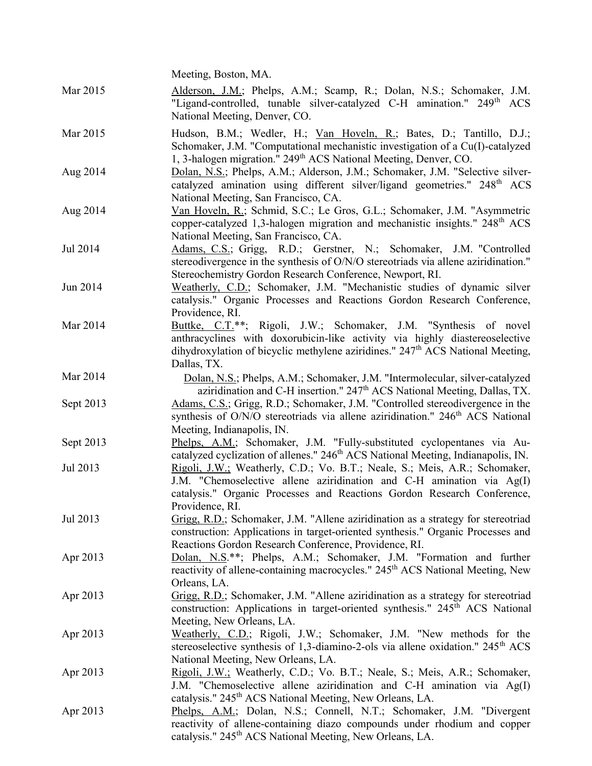Meeting, Boston, MA.

Mar 2015 Alderson, J.M.; Phelps, A.M.; Scamp, R.; Dolan, N.S.; Schomaker, J.M. "Ligand-controlled, tunable silver-catalyzed C-H amination." 249[th] ACS National Meeting, Denver, CO.

Mar 2015 Hudson, B.M.; Wedler, H.; Van Hoveln, R.; Bates, D.; Tantillo, D.J.; Schomaker, J.M. "Computational mechanistic investigation of a Cu(I)-catalyzed 1, 3-halogen migration." 249[th] ACS National Meeting, Denver, CO.

Aug 2014 Dolan, N.S.; Phelps, A.M.; Alderson, J.M.; Schomaker, J.M. "Selective silver-catalyzed amination using different silver/ligand geometries." 248[th] ACS National Meeting, San Francisco, CA.

Aug 2014 Van Hoveln, R.; Schmid, S.C.; Le Gros, G.L.; Schomaker, J.M. "Asymmetric copper-catalyzed 1,3-halogen migration and mechanistic insights." 248[th] ACS National Meeting, San Francisco, CA.

Jul 2014 Adams, C.S.; Grigg, R.D.; Gerstner, N.; Schomaker, J.M. "Controlled stereodivergence in the synthesis of O/N/O stereotriads via allene aziridination." Stereochemistry Gordon Research Conference, Newport, RI.

Jun 2014 Weatherly, C.D.; Schomaker, J.M. "Mechanistic studies of dynamic silver catalysis." Organic Processes and Reactions Gordon Research Conference, Providence, RI.

Mar 2014 Buttke, C.T.**; Rigoli, J.W.; Schomaker, J.M. "Synthesis of novel anthracyclines with doxorubicin-like activity via highly diastereoselective dihydroxylation of bicyclic methylene aziridines." 247[th] ACS National Meeting, Dallas, TX.

Mar 2014 Dolan, N.S.; Phelps, A.M.; Schomaker, J.M. "Intermolecular, silver-catalyzed aziridination and C-H insertion." 247[th] ACS National Meeting, Dallas, TX.

Sept 2013 Adams, C.S.; Grigg, R.D.; Schomaker, J.M. "Controlled stereodivergence in the synthesis of O/N/O stereotriads via allene aziridination." 246[th] ACS National Meeting, Indianapolis, IN.

Sept 2013 Phelps, A.M.; Schomaker, J.M. "Fully-substituted cyclopentanes via Au-catalyzed cyclization of allenes." 246[th] ACS National Meeting, Indianapolis, IN.

Jul 2013 Rigoli, J.W.; Weatherly, C.D.; Vo. B.T.; Neale, S.; Meis, A.R.; Schomaker, J.M. "Chemoselective allene aziridination and C-H amination via Ag(I) catalysis." Organic Processes and Reactions Gordon Research Conference, Providence, RI.

Jul 2013 Grigg, R.D.; Schomaker, J.M. "Allene aziridination as a strategy for stereotriad construction: Applications in target-oriented synthesis." Organic Processes and Reactions Gordon Research Conference, Providence, RI.

Apr 2013 Dolan, N.S**; Phelps, A.M.; Schomaker, J.M. "Formation and further reactivity of allene-containing macrocycles." 245[th] ACS National Meeting, New Orleans, LA.

Apr 2013 Grigg, R.D.; Schomaker, J.M. "Allene aziridination as a strategy for stereotriad construction: Applications in target-oriented synthesis." 245[th] ACS National Meeting, New Orleans, LA.

Apr 2013 Weatherly, C.D.; Rigoli, J.W.; Schomaker, J.M. "New methods for the stereoselective synthesis of 1,3-diamino-2-ols via allene oxidation." 245[th] ACS National Meeting, New Orleans, LA.

Apr 2013 Rigoli, J.W.; Weatherly, C.D.; Vo. B.T.; Neale, S.; Meis, A.R.; Schomaker, J.M. "Chemoselective allene aziridination and C-H amination via Ag(I) catalysis." 245[th] ACS National Meeting, New Orleans, LA.

Apr 2013 Phelps, A.M.; Dolan, N.S.; Connell, N.T.; Schomaker, J.M. "Divergent reactivity of allene-containing diazo compounds under rhodium and copper catalysis." 245[th] ACS National Meeting, New Orleans, LA.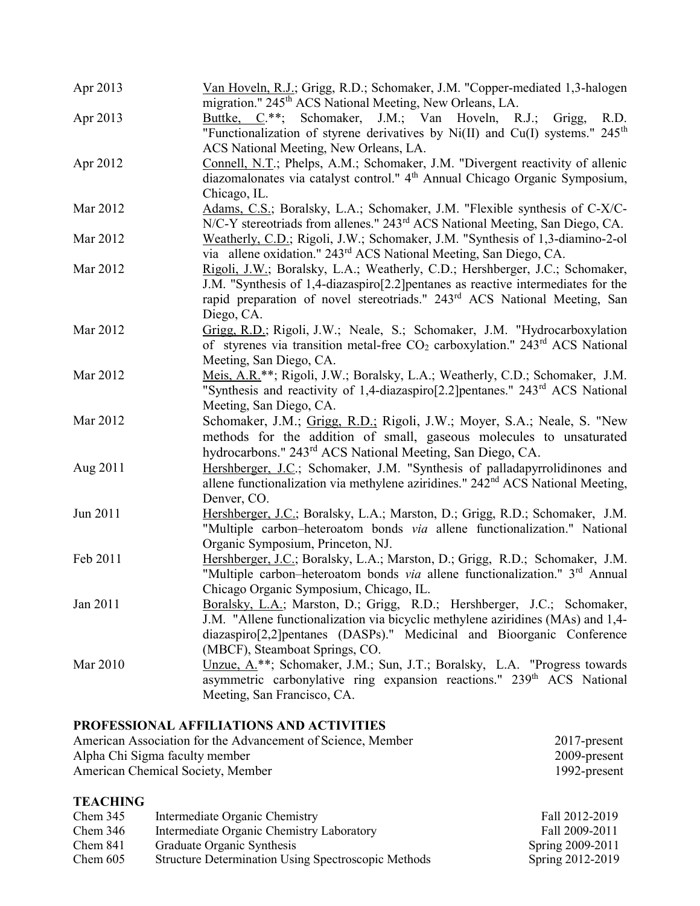| | |
|---|---|
| Apr 2013 | Van Hoveln, R.J.; Grigg, R.D.; Schomaker, J.M. "Copper-mediated 1,3-halogen migration." 245th ACS National Meeting, New Orleans, LA. |
| Apr 2013 | Buttke, C.**; Schomaker, J.M.; Van Hoveln, R.J.; Grigg, R.D. "Functionalization of styrene derivatives by Ni(II) and Cu(I) systems." 245th ACS National Meeting, New Orleans, LA. |
| Apr 2012 | Connell, N.T.; Phelps, A.M.; Schomaker, J.M. "Divergent reactivity of allenic diazomalonates via catalyst control." 4th Annual Chicago Organic Symposium, Chicago, IL. |
| Mar 2012 | Adams, C.S.; Boralsky, L.A.; Schomaker, J.M. "Flexible synthesis of C-X/C-N/C-Y stereotriads from allenes." 243rd ACS National Meeting, San Diego, CA. |
| Mar 2012 | Weatherly, C.D.; Rigoli, J.W.; Schomaker, J.M. "Synthesis of 1,3-diamino-2-ol via allene oxidation." 243rd ACS National Meeting, San Diego, CA. |
| Mar 2012 | Rigoli, J.W.; Boralsky, L.A.; Weatherly, C.D.; Hershberger, J.C.; Schomaker, J.M. "Synthesis of 1,4-diazaspiro[2.2]pentanes as reactive intermediates for the rapid preparation of novel stereotriads." 243rd ACS National Meeting, San Diego, CA. |
| Mar 2012 | Grigg, R.D.; Rigoli, J.W.; Neale, S.; Schomaker, J.M. "Hydrocarboxylation of styrenes via transition metal-free $CO_2$ carboxylation." 243rd ACS National Meeting, San Diego, CA. |
| Mar 2012 | Meis, A.R.**; Rigoli, J.W.; Boralsky, L.A.; Weatherly, C.D.; Schomaker, J.M. "Synthesis and reactivity of 1,4-diazaspiro[2.2]pentanes." 243rd ACS National Meeting, San Diego, CA. |
| Mar 2012 | Schomaker, J.M.; Grigg, R.D.; Rigoli, J.W.; Moyer, S.A.; Neale, S. "New methods for the addition of small, gaseous molecules to unsaturated hydrocarbons." 243rd ACS National Meeting, San Diego, CA. |
| Aug 2011 | Hershberger, J.C.; Schomaker, J.M. "Synthesis of palladapyrrolidinones and allene functionalization via methylene aziridines." 242nd ACS National Meeting, Denver, CO. |
| Jun 2011 | Hershberger, J.C.; Boralsky, L.A.; Marston, D.; Grigg, R.D.; Schomaker, J.M. "Multiple carbon–heteroatom bonds *via* allene functionalization." National Organic Symposium, Princeton, NJ. |
| Feb 2011 | Hershberger, J.C.; Boralsky, L.A.; Marston, D.; Grigg, R.D.; Schomaker, J.M. "Multiple carbon–heteroatom bonds *via* allene functionalization." 3rd Annual Chicago Organic Symposium, Chicago, IL. |
| Jan 2011 | Boralsky, L.A.; Marston, D.; Grigg, R.D.; Hershberger, J.C.; Schomaker, J.M. "Allene functionalization via bicyclic methylene aziridines (MAs) and 1,4-diazaspiro[2,2]pentanes (DASPs)." Medicinal and Bioorganic Conference (MBCF), Steamboat Springs, CO. |
| Mar 2010 | Unzue, A.**; Schomaker, J.M.; Sun, J.T.; Boralsky, L.A. "Progress towards asymmetric carbonylative ring expansion reactions." 239th ACS National Meeting, San Francisco, CA. |

## PROFESSIONAL AFFILIATIONS AND ACTIVITIES

| | |
|---|---|
| American Association for the Advancement of Science, Member | 2017-present |
| Alpha Chi Sigma faculty member | 2009-present |
| American Chemical Society, Member | 1992-present |

## TEACHING

| | | |
|---|---|---|
| Chem 345 | Intermediate Organic Chemistry | Fall 2012-2019 |
| Chem 346 | Intermediate Organic Chemistry Laboratory | Fall 2009-2011 |
| Chem 841 | Graduate Organic Synthesis | Spring 2009-2011 |
| Chem 605 | Structure Determination Using Spectroscopic Methods | Spring 2012-2019 |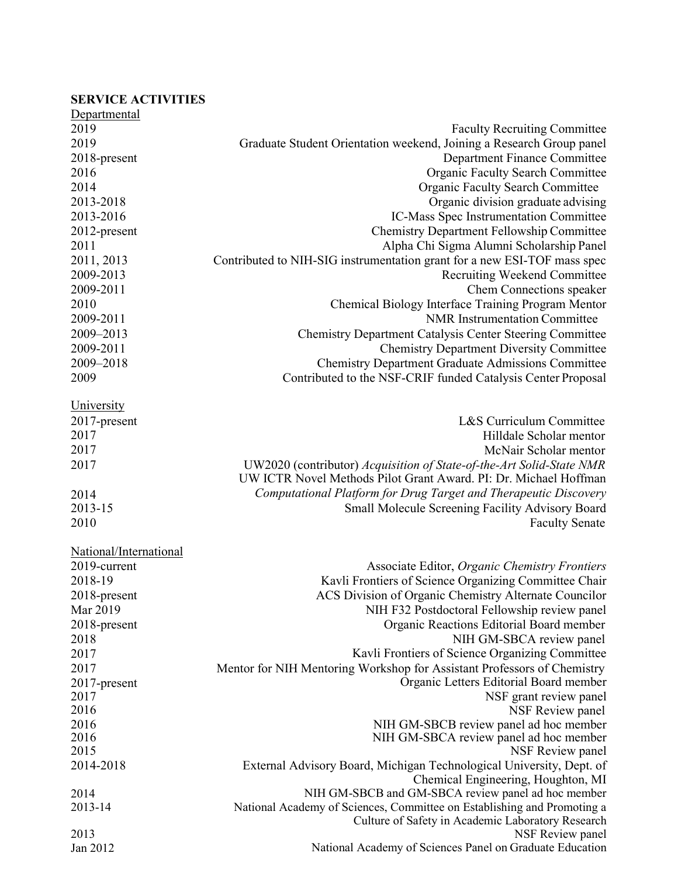**SERVICE ACTIVITIES**

Departmental

| | |
|---|---|
| 2019 | Faculty Recruiting Committee |
| 2019 | Graduate Student Orientation weekend, Joining a Research Group panel |
| 2018-present | Department Finance Committee |
| 2016 | Organic Faculty Search Committee |
| 2014 | Organic Faculty Search Committee |
| 2013-2018 | Organic division graduate advising |
| 2013-2016 | IC-Mass Spec Instrumentation Committee |
| 2012-present | Chemistry Department Fellowship Committee |
| 2011 | Alpha Chi Sigma Alumni Scholarship Panel |
| 2011, 2013 | Contributed to NIH-SIG instrumentation grant for a new ESI-TOF mass spec |
| 2009-2013 | Recruiting Weekend Committee |
| 2009-2011 | Chem Connections speaker |
| 2010 | Chemical Biology Interface Training Program Mentor |
| 2009-2011 | NMR Instrumentation Committee |
| 2009–2013 | Chemistry Department Catalysis Center Steering Committee |
| 2009-2011 | Chemistry Department Diversity Committee |
| 2009–2018 | Chemistry Department Graduate Admissions Committee |
| 2009 | Contributed to the NSF-CRIF funded Catalysis Center Proposal |

University

| | |
|---|---|
| 2017-present | L&S Curriculum Committee |
| 2017 | Hilldale Scholar mentor |
| 2017 | McNair Scholar mentor |
| 2017 | UW2020 (contributor) *Acquisition of State-of-the-Art Solid-State NMR* |
| 2014 | UW ICTR Novel Methods Pilot Grant Award. PI: Dr. Michael Hoffman *Computational Platform for Drug Target and Therapeutic Discovery* |
| 2013-15 | Small Molecule Screening Facility Advisory Board |
| 2010 | Faculty Senate |

National/International

| | |
|---|---|
| 2019-current | Associate Editor, *Organic Chemistry Frontiers* |
| 2018-19 | Kavli Frontiers of Science Organizing Committee Chair |
| 2018-present | ACS Division of Organic Chemistry Alternate Councilor |
| Mar 2019 | NIH F32 Postdoctoral Fellowship review panel |
| 2018-present | Organic Reactions Editorial Board member |
| 2018 | NIH GM-SBCA review panel |
| 2017 | Kavli Frontiers of Science Organizing Committee |
| 2017 | Mentor for NIH Mentoring Workshop for Assistant Professors of Chemistry |
| 2017-present | Organic Letters Editorial Board member |
| 2017 | NSF grant review panel |
| 2016 | NSF Review panel |
| 2016 | NIH GM-SBCB review panel ad hoc member |
| 2016 | NIH GM-SBCA review panel ad hoc member |
| 2015 | NSF Review panel |
| 2014-2018 | External Advisory Board, Michigan Technological University, Dept. of Chemical Engineering, Houghton, MI |
| 2014 | NIH GM-SBCB and GM-SBCA review panel ad hoc member |
| 2013-14 | National Academy of Sciences, Committee on Establishing and Promoting a Culture of Safety in Academic Laboratory Research |
| 2013 | NSF Review panel |
| Jan 2012 | National Academy of Sciences Panel on Graduate Education |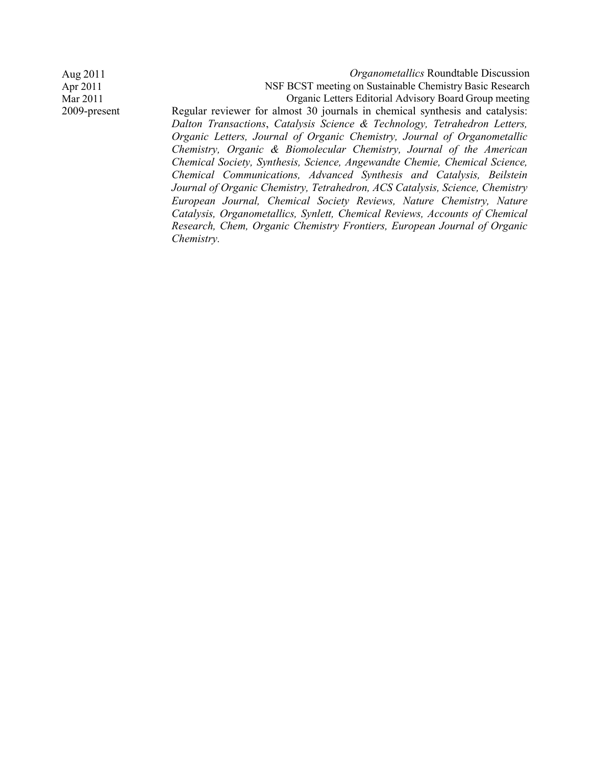Aug 2011 — *Organometallics* Roundtable Discussion

Apr 2011 — NSF BCST meeting on Sustainable Chemistry Basic Research

Mar 2011 — Organic Letters Editorial Advisory Board Group meeting

2009-present — Regular reviewer for almost 30 journals in chemical synthesis and catalysis: *Dalton Transactions*, *Catalysis Science & Technology, Tetrahedron Letters, Organic Letters, Journal of Organic Chemistry, Journal of Organometallic Chemistry, Organic & Biomolecular Chemistry, Journal of the American Chemical Society, Synthesis, Science, Angewandte Chemie, Chemical Science, Chemical Communications, Advanced Synthesis and Catalysis, Beilstein Journal of Organic Chemistry, Tetrahedron, ACS Catalysis, Science, Chemistry European Journal, Chemical Society Reviews, Nature Chemistry, Nature Catalysis, Organometallics, Synlett, Chemical Reviews, Accounts of Chemical Research, Chem, Organic Chemistry Frontiers, European Journal of Organic Chemistry*.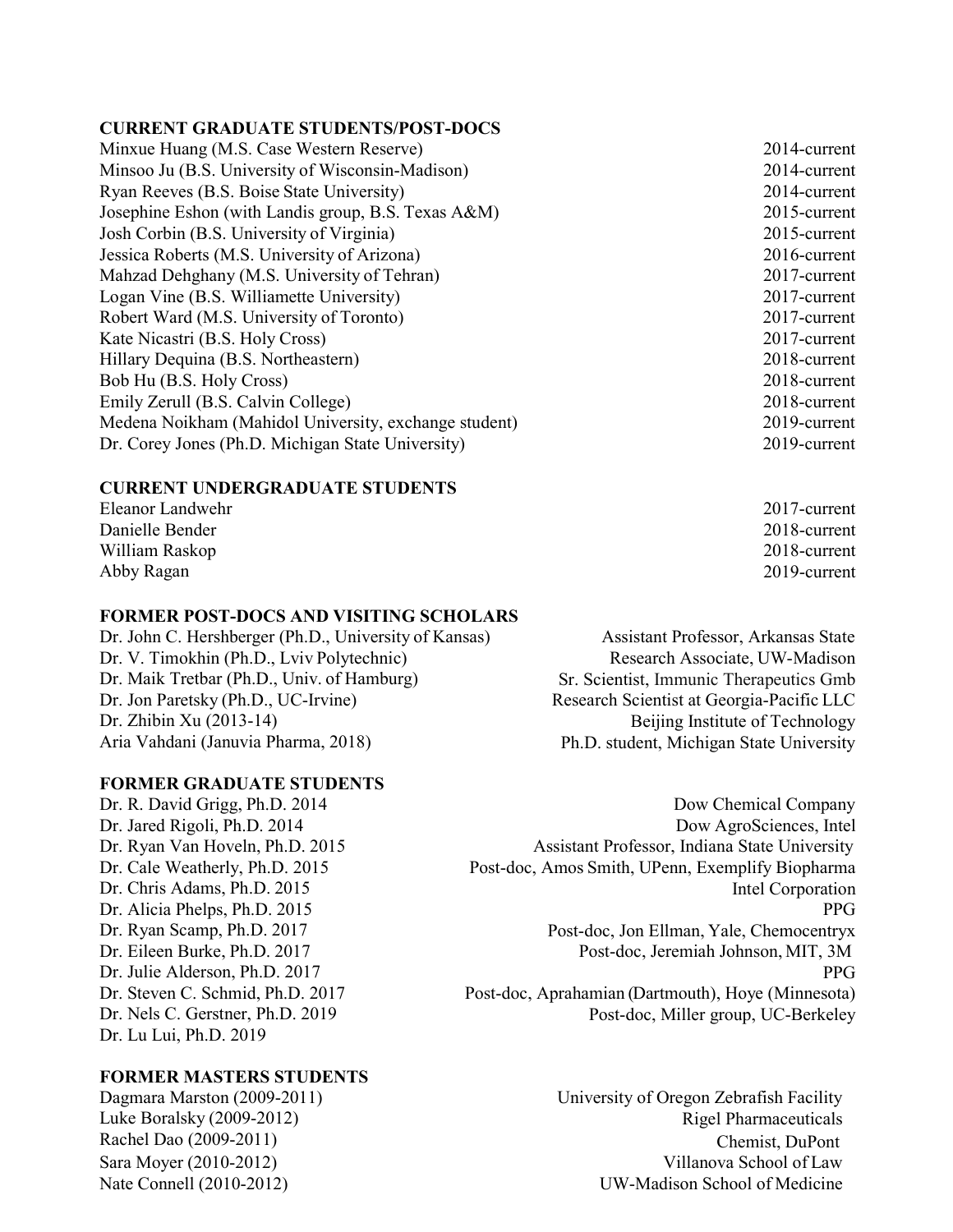### CURRENT GRADUATE STUDENTS/POST-DOCS

| | |
|---|---|
| Minxue Huang (M.S. Case Western Reserve) | 2014-current |
| Minsoo Ju (B.S. University of Wisconsin-Madison) | 2014-current |
| Ryan Reeves (B.S. Boise State University) | 2014-current |
| Josephine Eshon (with Landis group, B.S. Texas A&M) | 2015-current |
| Josh Corbin (B.S. University of Virginia) | 2015-current |
| Jessica Roberts (M.S. University of Arizona) | 2016-current |
| Mahzad Dehghany (M.S. University of Tehran) | 2017-current |
| Logan Vine (B.S. Williamette University) | 2017-current |
| Robert Ward (M.S. University of Toronto) | 2017-current |
| Kate Nicastri (B.S. Holy Cross) | 2017-current |
| Hillary Dequina (B.S. Northeastern) | 2018-current |
| Bob Hu (B.S. Holy Cross) | 2018-current |
| Emily Zerull (B.S. Calvin College) | 2018-current |
| Medena Noikham (Mahidol University, exchange student) | 2019-current |
| Dr. Corey Jones (Ph.D. Michigan State University) | 2019-current |

### CURRENT UNDERGRADUATE STUDENTS

| | |
|---|---|
| Eleanor Landwehr | 2017-current |
| Danielle Bender | 2018-current |
| William Raskop | 2018-current |
| Abby Ragan | 2019-current |

### FORMER POST-DOCS AND VISITING SCHOLARS

| | |
|---|---|
| Dr. John C. Hershberger (Ph.D., University of Kansas) | Assistant Professor, Arkansas State |
| Dr. V. Timokhin (Ph.D., Lviv Polytechnic) | Research Associate, UW-Madison |
| Dr. Maik Tretbar (Ph.D., Univ. of Hamburg) | Sr. Scientist, Immunic Therapeutics Gmb |
| Dr. Jon Paretsky (Ph.D., UC-Irvine) | Research Scientist at Georgia-Pacific LLC |
| Dr. Zhibin Xu (2013-14) | Beijing Institute of Technology |
| Aria Vahdani (Januvia Pharma, 2018) | Ph.D. student, Michigan State University |

### FORMER GRADUATE STUDENTS

| | |
|---|---|
| Dr. R. David Grigg, Ph.D. 2014 | Dow Chemical Company |
| Dr. Jared Rigoli, Ph.D. 2014 | Dow AgroSciences, Intel |
| Dr. Ryan Van Hoveln, Ph.D. 2015 | Assistant Professor, Indiana State University |
| Dr. Cale Weatherly, Ph.D. 2015 | Post-doc, Amos Smith, UPenn, Exemplify Biopharma |
| Dr. Chris Adams, Ph.D. 2015 | Intel Corporation |
| Dr. Alicia Phelps, Ph.D. 2015 | PPG |
| Dr. Ryan Scamp, Ph.D. 2017 | Post-doc, Jon Ellman, Yale, Chemocentryx |
| Dr. Eileen Burke, Ph.D. 2017 | Post-doc, Jeremiah Johnson, MIT, 3M |
| Dr. Julie Alderson, Ph.D. 2017 | PPG |
| Dr. Steven C. Schmid, Ph.D. 2017 | Post-doc, Aprahamian (Dartmouth), Hoye (Minnesota) |
| Dr. Nels C. Gerstner, Ph.D. 2019 | Post-doc, Miller group, UC-Berkeley |
| Dr. Lu Lui, Ph.D. 2019 | |

### FORMER MASTERS STUDENTS

| | |
|---|---|
| Dagmara Marston (2009-2011) | University of Oregon Zebrafish Facility |
| Luke Boralsky (2009-2012) | Rigel Pharmaceuticals |
| Rachel Dao (2009-2011) | Chemist, DuPont |
| Sara Moyer (2010-2012) | Villanova School of Law |
| Nate Connell (2010-2012) | UW-Madison School of Medicine |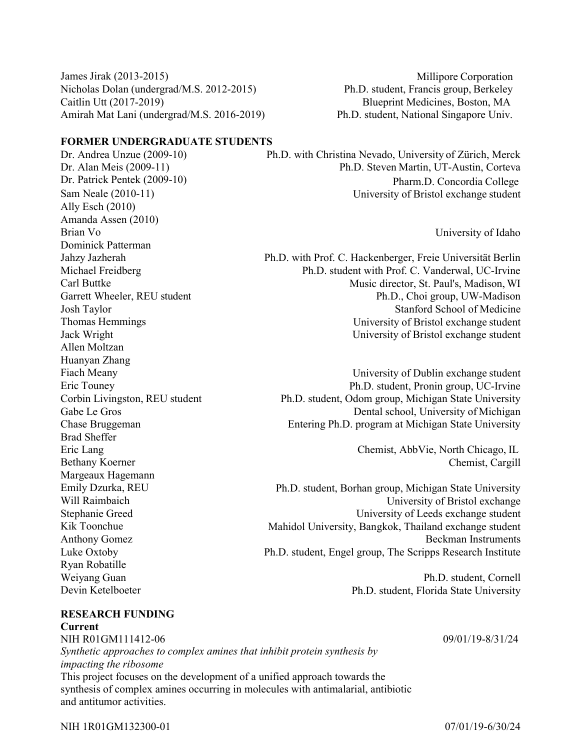| | |
|---|---|
| James Jirak (2013-2015) | Millipore Corporation |
| Nicholas Dolan (undergrad/M.S. 2012-2015) | Ph.D. student, Francis group, Berkeley |
| Caitlin Utt (2017-2019) | Blueprint Medicines, Boston, MA |
| Amirah Mat Lani (undergrad/M.S. 2016-2019) | Ph.D. student, National Singapore Univ. |

**FORMER UNDERGRADUATE STUDENTS**

| | |
|---|---|
| Dr. Andrea Unzue (2009-10) | Ph.D. with Christina Nevado, University of Zürich, Merck |
| Dr. Alan Meis (2009-11) | Ph.D. Steven Martin, UT-Austin, Corteva |
| Dr. Patrick Pentek (2009-10) | Pharm.D. Concordia College |
| Sam Neale (2010-11) | University of Bristol exchange student |
| Ally Esch (2010) | |
| Amanda Assen (2010) | |
| Brian Vo | University of Idaho |
| Dominick Patterman | |
| Jahzy Jazherah | Ph.D. with Prof. C. Hackenberger, Freie Universität Berlin |
| Michael Freidberg | Ph.D. student with Prof. C. Vanderwal, UC-Irvine |
| Carl Buttke | Music director, St. Paul's, Madison, WI |
| Garrett Wheeler, REU student | Ph.D., Choi group, UW-Madison |
| Josh Taylor | Stanford School of Medicine |
| Thomas Hemmings | University of Bristol exchange student |
| Jack Wright | University of Bristol exchange student |
| Allen Moltzan | |
| Huanyan Zhang | |
| Fiach Meany | University of Dublin exchange student |
| Eric Touney | Ph.D. student, Pronin group, UC-Irvine |
| Corbin Livingston, REU student | Ph.D. student, Odom group, Michigan State University |
| Gabe Le Gros | Dental school, University of Michigan |
| Chase Bruggeman | Entering Ph.D. program at Michigan State University |
| Brad Sheffer | |
| Eric Lang | Chemist, AbbVie, North Chicago, IL |
| Bethany Koerner | Chemist, Cargill |
| Margeaux Hagemann | |
| Emily Dzurka, REU | Ph.D. student, Borhan group, Michigan State University |
| Will Raimbaich | University of Bristol exchange |
| Stephanie Greed | University of Leeds exchange student |
| Kik Toonchue | Mahidol University, Bangkok, Thailand exchange student |
| Anthony Gomez | Beckman Instruments |
| Luke Oxtoby | Ph.D. student, Engel group, The Scripps Research Institute |
| Ryan Robatille | |
| Weiyang Guan | Ph.D. student, Cornell |
| Devin Ketelboeter | Ph.D. student, Florida State University |

**RESEARCH FUNDING**

**Current**

NIH R01GM111412-06 — 09/01/19-8/31/24

*Synthetic approaches to complex amines that inhibit protein synthesis by impacting the ribosome*

This project focuses on the development of a unified approach towards the synthesis of complex amines occurring in molecules with antimalarial, antibiotic and antitumor activities.

NIH 1R01GM132300-01 — 07/01/19-6/30/24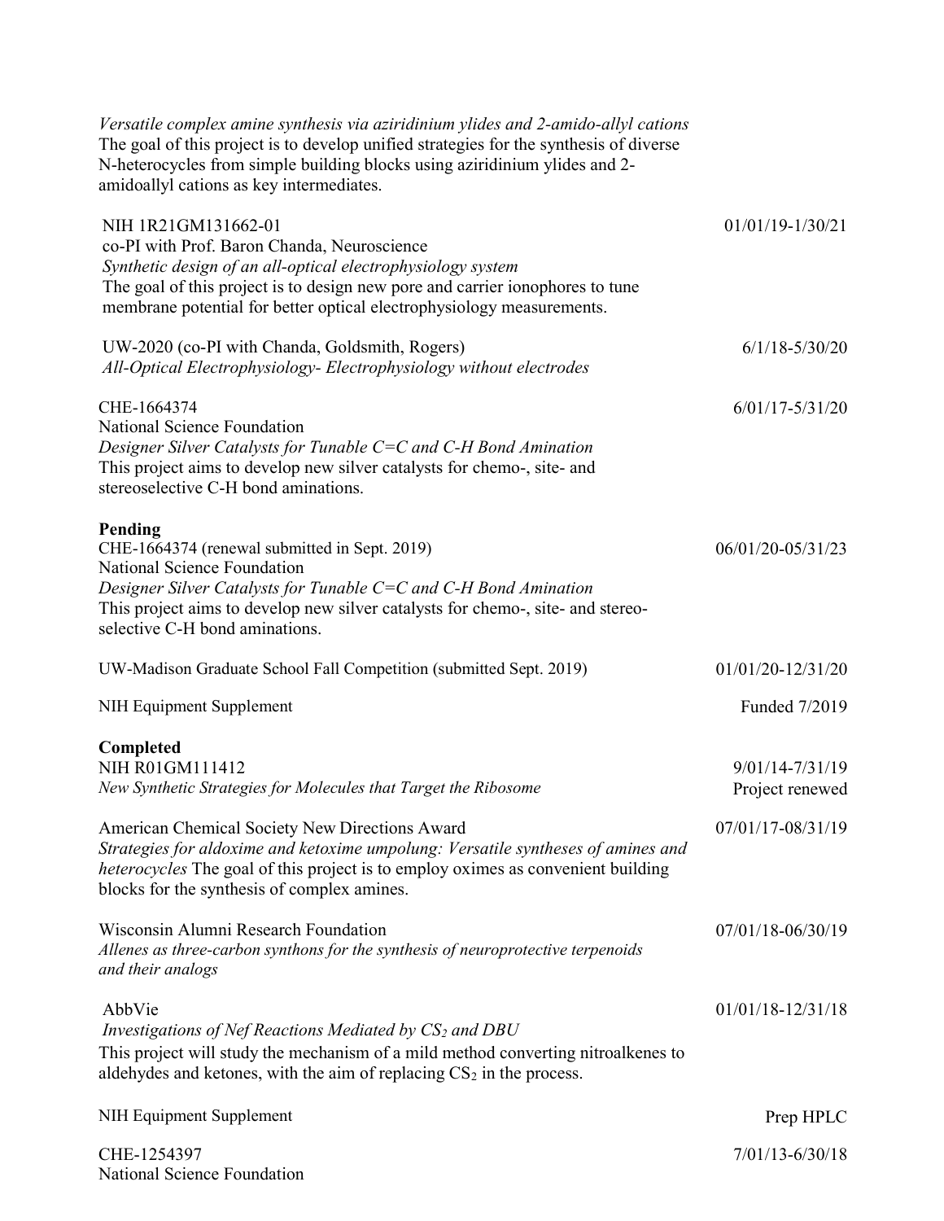*Versatile complex amine synthesis via aziridinium ylides and 2-amido-allyl cations*
The goal of this project is to develop unified strategies for the synthesis of diverse N-heterocycles from simple building blocks using aziridinium ylides and 2-amidoallyl cations as key intermediates.

NIH 1R21GM131662-01 — 01/01/19-1/30/21
co-PI with Prof. Baron Chanda, Neuroscience
*Synthetic design of an all-optical electrophysiology system*
The goal of this project is to design new pore and carrier ionophores to tune membrane potential for better optical electrophysiology measurements.

UW-2020 (co-PI with Chanda, Goldsmith, Rogers) — 6/1/18-5/30/20
*All-Optical Electrophysiology- Electrophysiology without electrodes*

CHE-1664374 — 6/01/17-5/31/20
National Science Foundation
*Designer Silver Catalysts for Tunable C=C and C-H Bond Amination*
This project aims to develop new silver catalysts for chemo-, site- and stereoselective C-H bond aminations.

**Pending**

CHE-1664374 (renewal submitted in Sept. 2019) — 06/01/20-05/31/23
National Science Foundation
*Designer Silver Catalysts for Tunable C=C and C-H Bond Amination*
This project aims to develop new silver catalysts for chemo-, site- and stereo-selective C-H bond aminations.

UW-Madison Graduate School Fall Competition (submitted Sept. 2019) — 01/01/20-12/31/20

NIH Equipment Supplement — Funded 7/2019

**Completed**

NIH R01GM111412 — 9/01/14-7/31/19, Project renewed
*New Synthetic Strategies for Molecules that Target the Ribosome*

American Chemical Society New Directions Award — 07/01/17-08/31/19
*Strategies for aldoxime and ketoxime umpolung: Versatile syntheses of amines and heterocycles* The goal of this project is to employ oximes as convenient building blocks for the synthesis of complex amines.

Wisconsin Alumni Research Foundation — 07/01/18-06/30/19
*Allenes as three-carbon synthons for the synthesis of neuroprotective terpenoids and their analogs*

AbbVie — 01/01/18-12/31/18
*Investigations of Nef Reactions Mediated by $CS_2$ and DBU*
This project will study the mechanism of a mild method converting nitroalkenes to aldehydes and ketones, with the aim of replacing $CS_2$ in the process.

NIH Equipment Supplement — Prep HPLC

CHE-1254397 — 7/01/13-6/30/18
National Science Foundation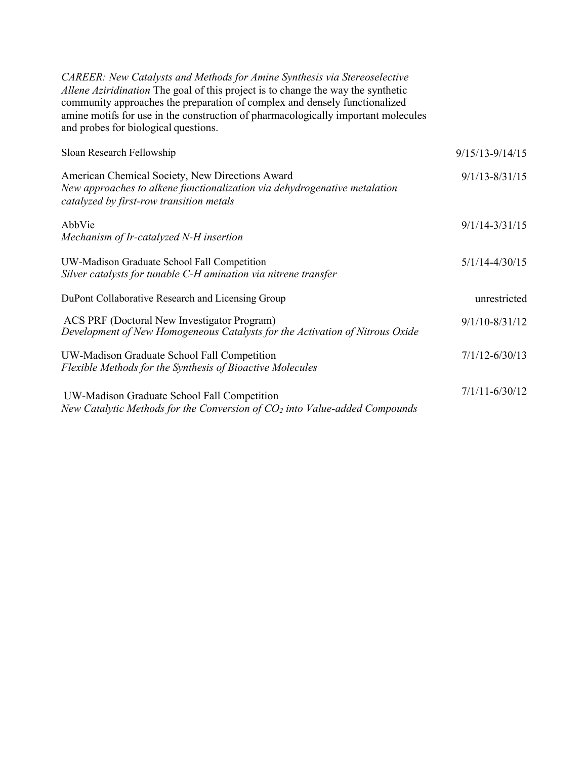*CAREER: New Catalysts and Methods for Amine Synthesis via Stereoselective Allene Aziridination* The goal of this project is to change the way the synthetic community approaches the preparation of complex and densely functionalized amine motifs for use in the construction of pharmacologically important molecules and probes for biological questions.

| | |
|---|---|
| Sloan Research Fellowship | 9/15/13-9/14/15 |
| American Chemical Society, New Directions Award<br>*New approaches to alkene functionalization via dehydrogenative metalation catalyzed by first-row transition metals* | 9/1/13-8/31/15 |
| AbbVie<br>*Mechanism of Ir-catalyzed N-H insertion* | 9/1/14-3/31/15 |
| UW-Madison Graduate School Fall Competition<br>*Silver catalysts for tunable C-H amination via nitrene transfer* | 5/1/14-4/30/15 |
| DuPont Collaborative Research and Licensing Group | unrestricted |
| ACS PRF (Doctoral New Investigator Program)<br>*Development of New Homogeneous Catalysts for the Activation of Nitrous Oxide* | 9/1/10-8/31/12 |
| UW-Madison Graduate School Fall Competition<br>*Flexible Methods for the Synthesis of Bioactive Molecules* | 7/1/12-6/30/13 |
| UW-Madison Graduate School Fall Competition<br>*New Catalytic Methods for the Conversion of $CO_2$ into Value-added Compounds* | 7/1/11-6/30/12 |